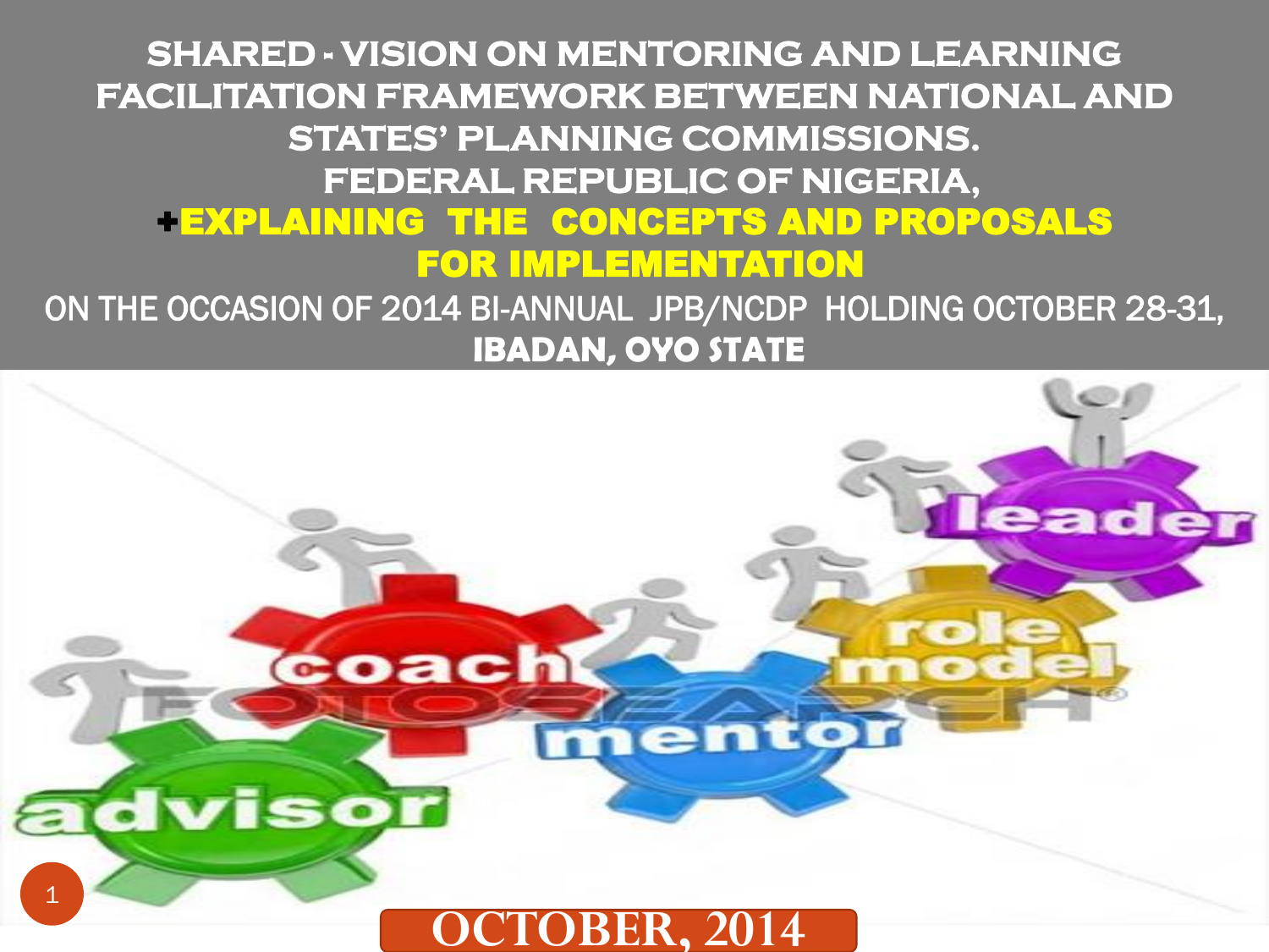# SHARED - VISION ON MENTORING AND LEARNING FACILITATION FRAMEWORK BETWEEN NATIONAL AND STATES' PLANNING COMMISSIONS.

## FEDERAL REPUBLIC OF NIGERIA,

## +EXPLAINING THE CONCEPTS AND PROPOSALS FOR IMPLEMENTATION

ON THE OCCASION OF 2014 BI-ANNUAL JPB/NCDP HOLDING OCTOBER 28-31, **IBADAN, OYO STATE**

**OCTOBER, 2014**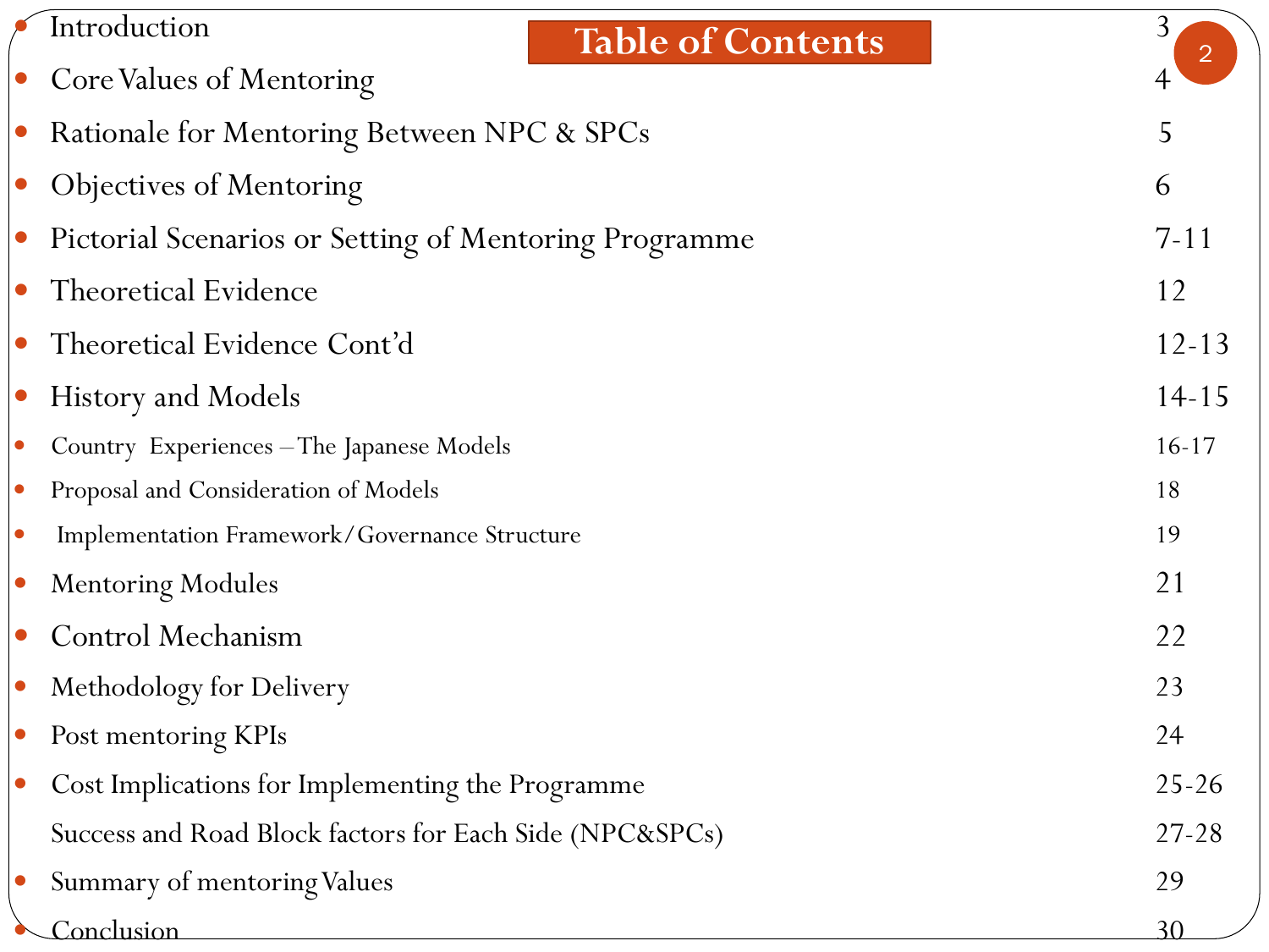# Table of Contents

| | |
|---|---|
| Introduction | 3 |
| Core Values of Mentoring | 4 |
| Rationale for Mentoring Between NPC & SPCs | 5 |
| Objectives of Mentoring | 6 |
| Pictorial Scenarios or Setting of Mentoring Programme | 7-11 |
| Theoretical Evidence | 12 |
| Theoretical Evidence Cont'd | 12-13 |
| History and Models | 14-15 |
| Country Experiences – The Japanese Models | 16-17 |
| Proposal and Consideration of Models | 18 |
| Implementation Framework/Governance Structure | 19 |
| Mentoring Modules | 21 |
| Control Mechanism | 22 |
| Methodology for Delivery | 23 |
| Post mentoring KPIs | 24 |
| Cost Implications for Implementing the Programme | 25-26 |
| Success and Road Block factors for Each Side (NPC&SPCs) | 27-28 |
| Summary of mentoring Values | 29 |
| Conclusion | 30 |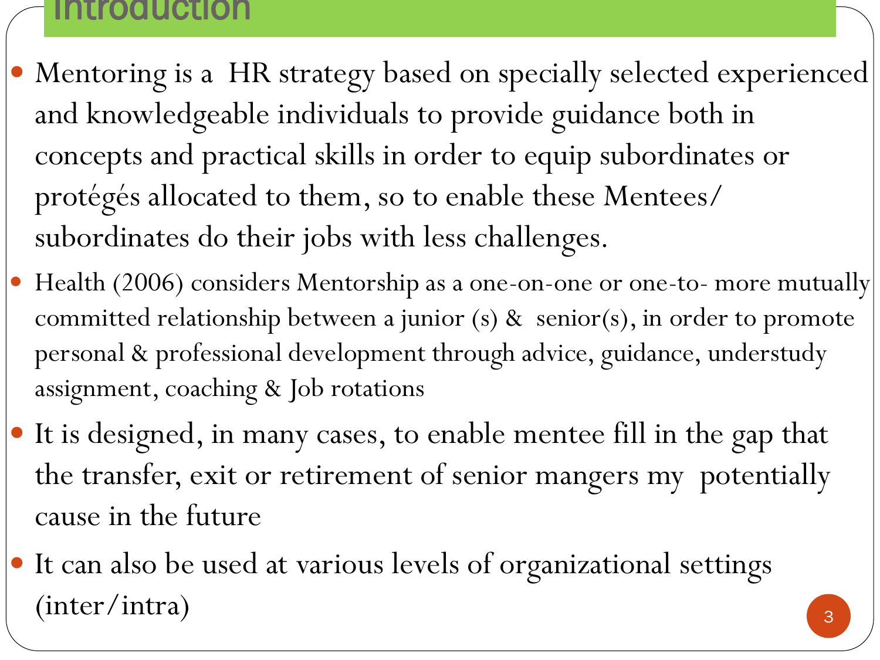## Introduction

- Mentoring is a HR strategy based on specially selected experienced and knowledgeable individuals to provide guidance both in concepts and practical skills in order to equip subordinates or protégés allocated to them, so to enable these Mentees/ subordinates do their jobs with less challenges.
- Health (2006) considers Mentorship as a one-on-one or one-to- more mutually committed relationship between a junior (s) & senior(s), in order to promote personal & professional development through advice, guidance, understudy assignment, coaching & Job rotations
- It is designed, in many cases, to enable mentee fill in the gap that the transfer, exit or retirement of senior mangers my potentially cause in the future
- It can also be used at various levels of organizational settings (inter/intra)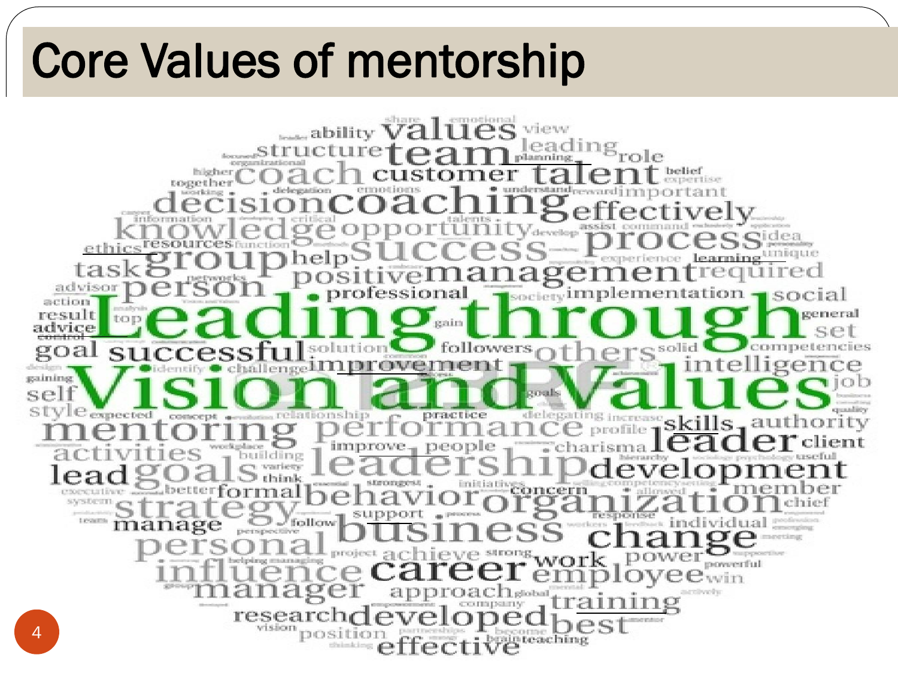# Core Values of mentorship

values team coach customer talent decision coaching effectively knowledge opportunity process ethics resources group help success task person positive management required professional implementation social Leading through advice goal successful solution followers others competencies improvement intelligence Vision and Values self style mentoring performance skills authority leader client activities leadership development lead goals behavior organization member strategy support manage business change personal individual influence career work power employee manager approach training research developed best position effective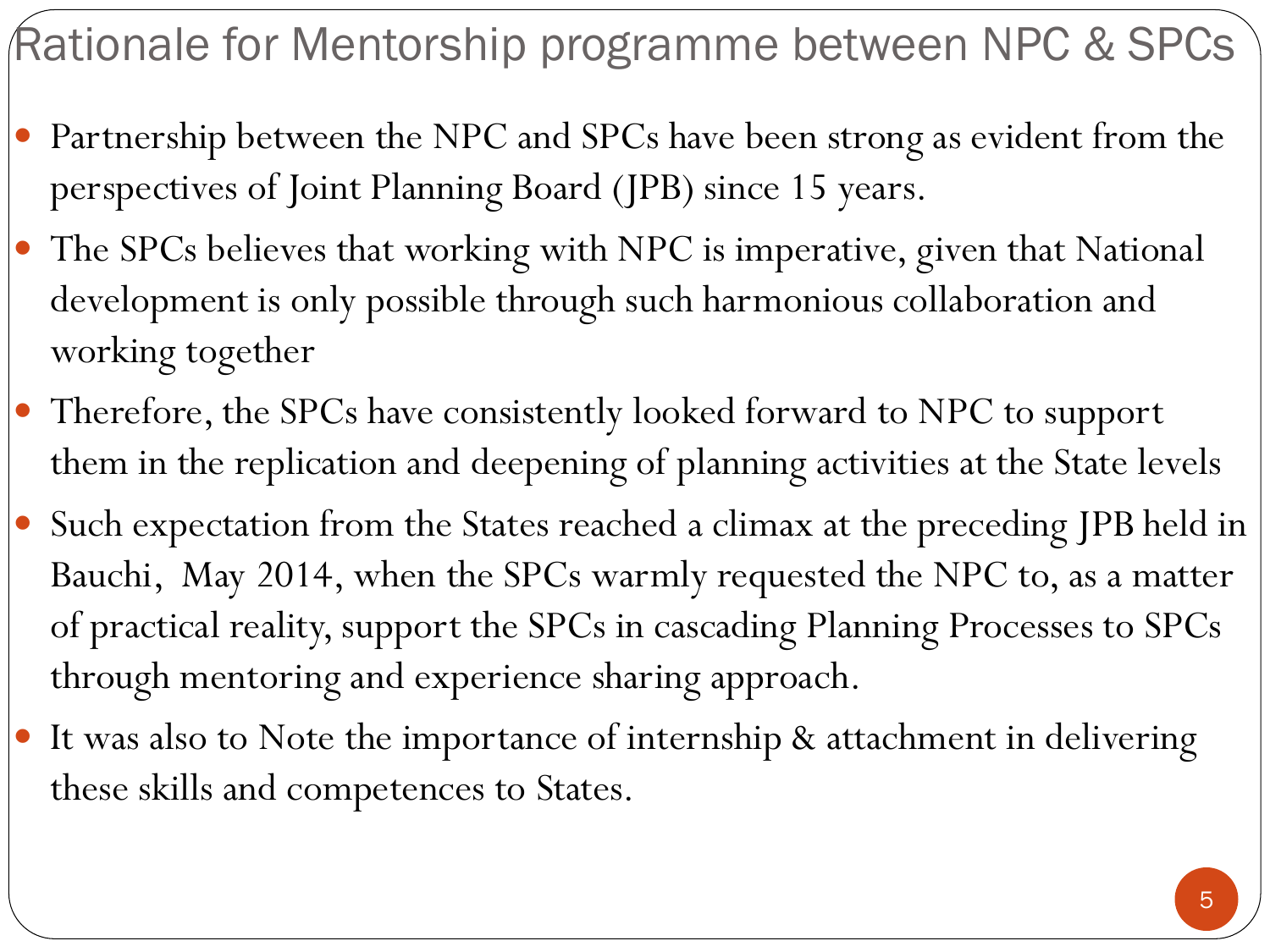# Rationale for Mentorship programme between NPC & SPCs

- Partnership between the NPC and SPCs have been strong as evident from the perspectives of Joint Planning Board (JPB) since 15 years.
- The SPCs believes that working with NPC is imperative, given that National development is only possible through such harmonious collaboration and working together
- Therefore, the SPCs have consistently looked forward to NPC to support them in the replication and deepening of planning activities at the State levels
- Such expectation from the States reached a climax at the preceding JPB held in Bauchi, May 2014, when the SPCs warmly requested the NPC to, as a matter of practical reality, support the SPCs in cascading Planning Processes to SPCs through mentoring and experience sharing approach.
- It was also to Note the importance of internship & attachment in delivering these skills and competences to States.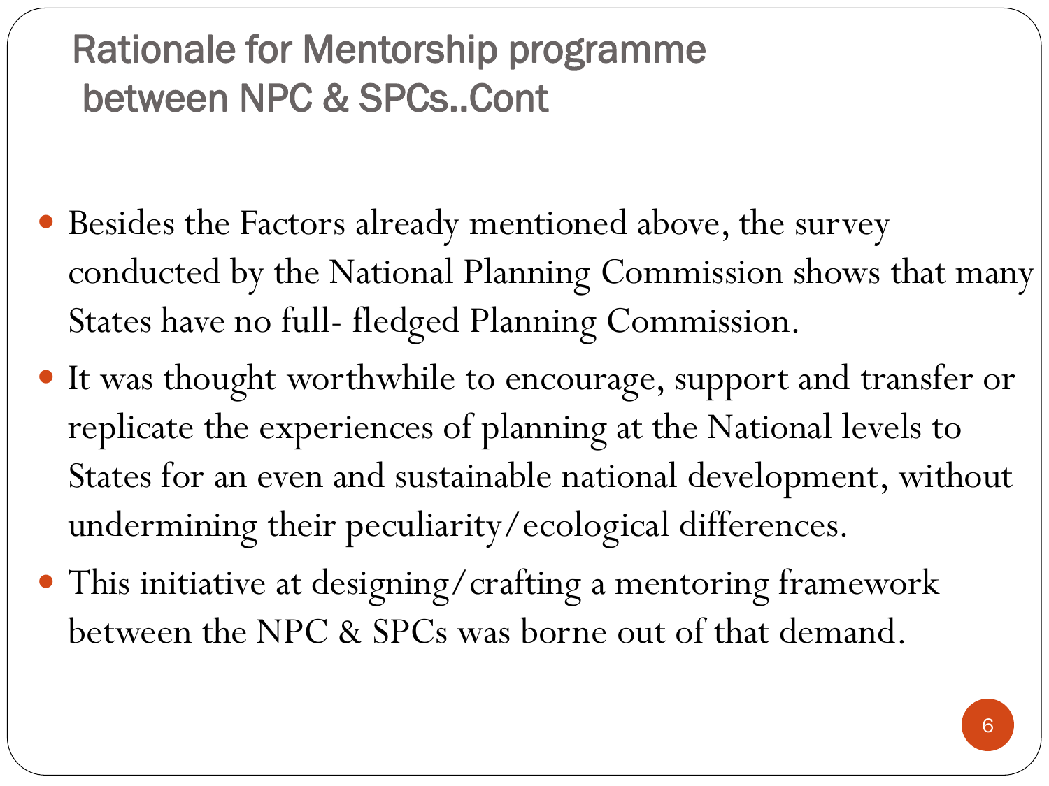# Rationale for Mentorship programme between NPC & SPCs..Cont

- Besides the Factors already mentioned above, the survey conducted by the National Planning Commission shows that many States have no full- fledged Planning Commission.
- It was thought worthwhile to encourage, support and transfer or replicate the experiences of planning at the National levels to States for an even and sustainable national development, without undermining their peculiarity/ecological differences.
- This initiative at designing/crafting a mentoring framework between the NPC & SPCs was borne out of that demand.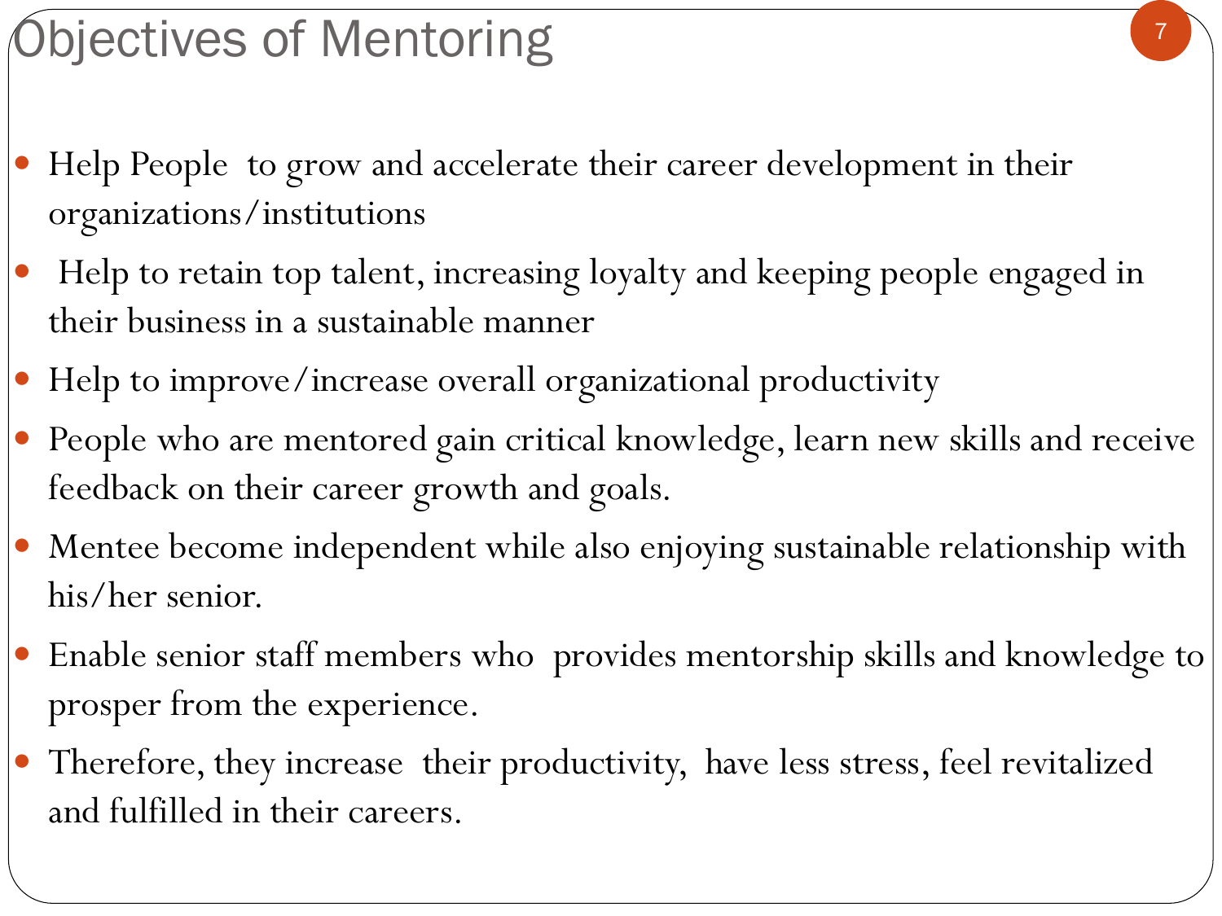# Objectives of Mentoring

- Help People to grow and accelerate their career development in their organizations/institutions
- Help to retain top talent, increasing loyalty and keeping people engaged in their business in a sustainable manner
- Help to improve/increase overall organizational productivity
- People who are mentored gain critical knowledge, learn new skills and receive feedback on their career growth and goals.
- Mentee become independent while also enjoying sustainable relationship with his/her senior.
- Enable senior staff members who provides mentorship skills and knowledge to prosper from the experience.
- Therefore, they increase their productivity, have less stress, feel revitalized and fulfilled in their careers.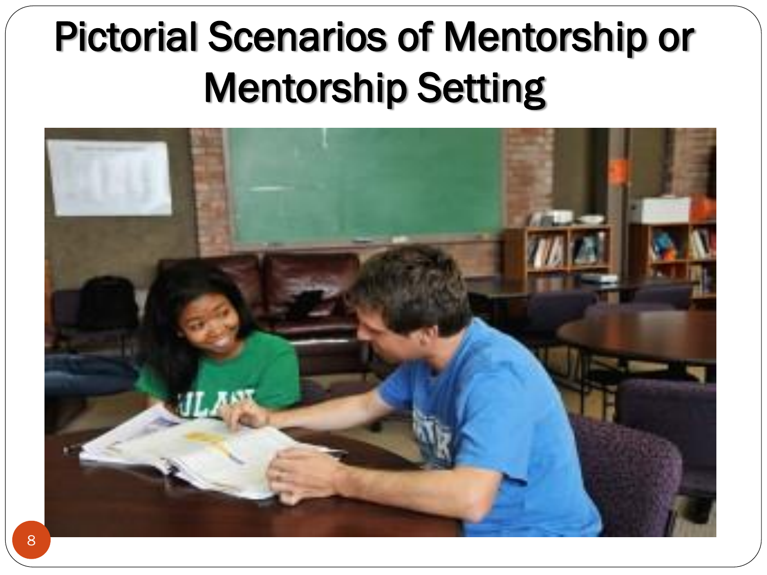# Pictorial Scenarios of Mentorship or Mentorship Setting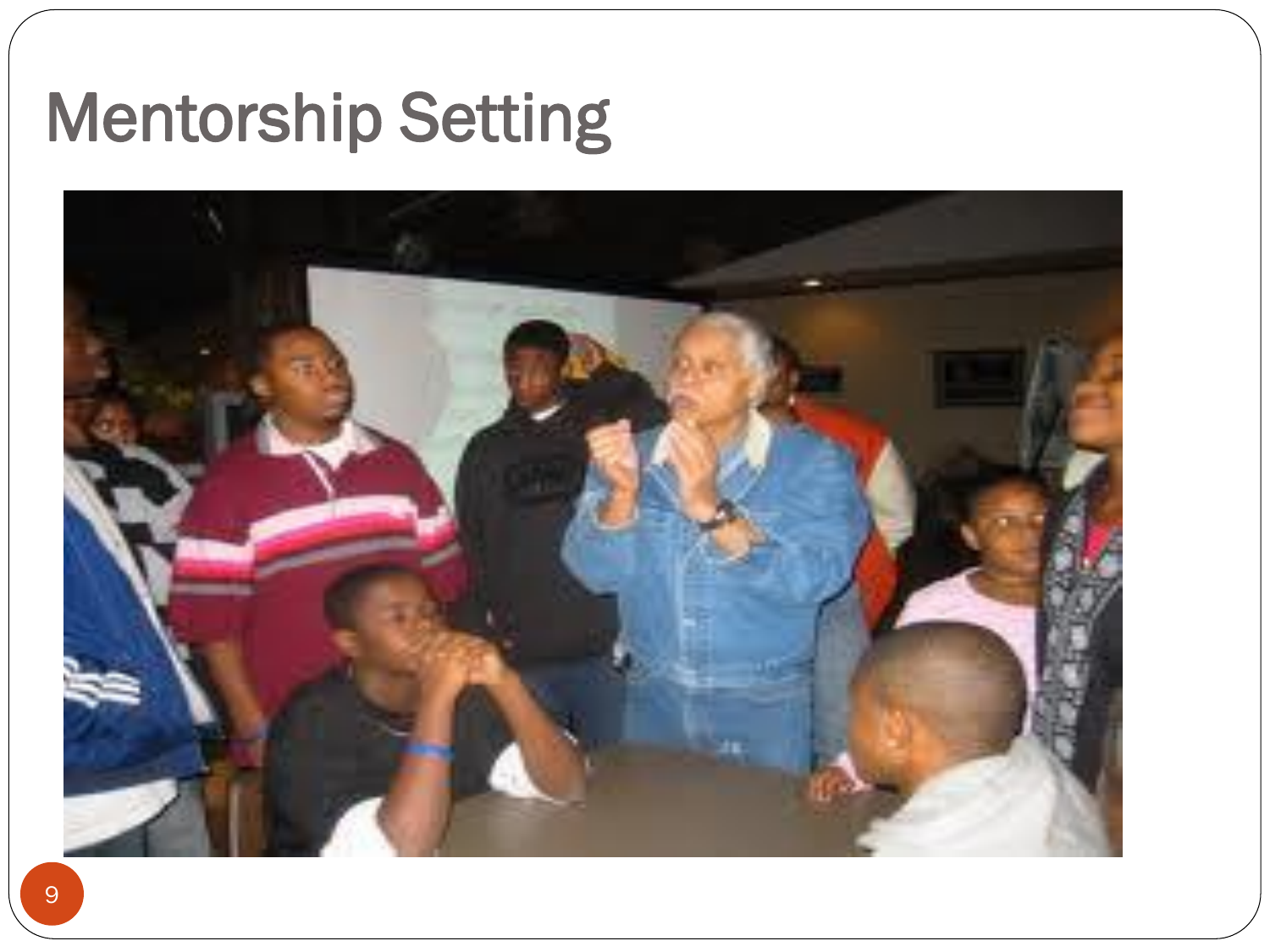# Mentorship Setting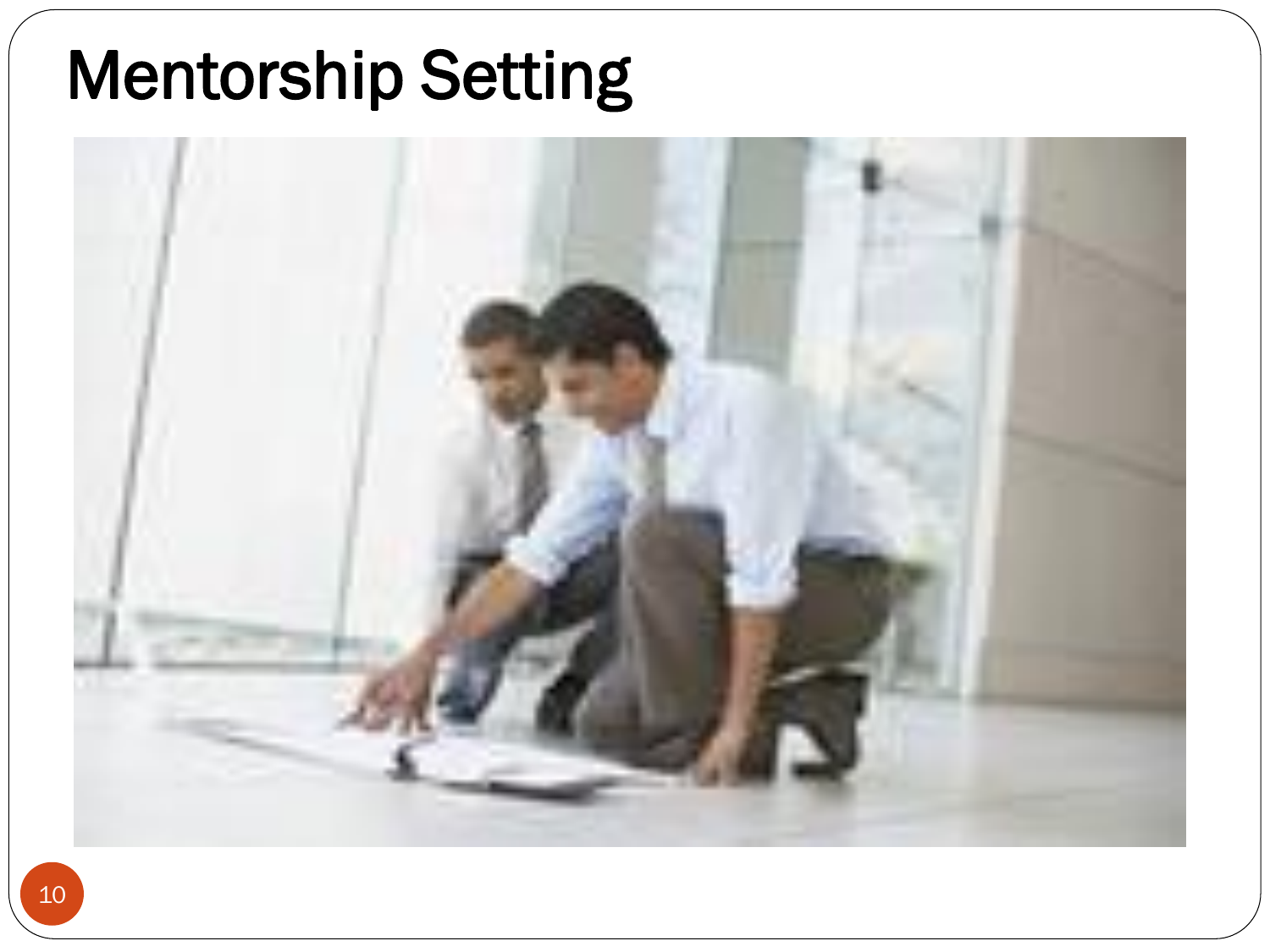# Mentorship Setting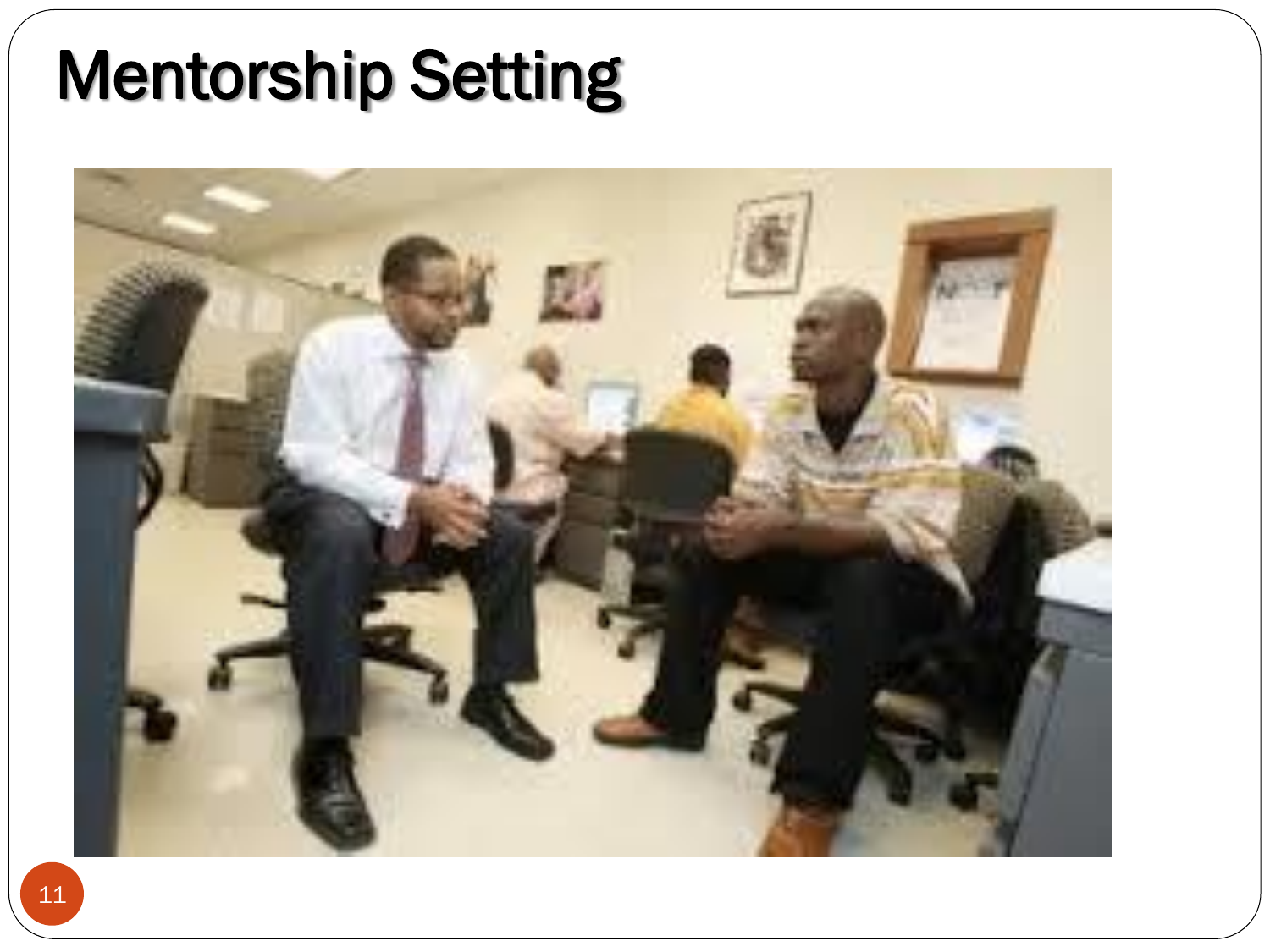# Mentorship Setting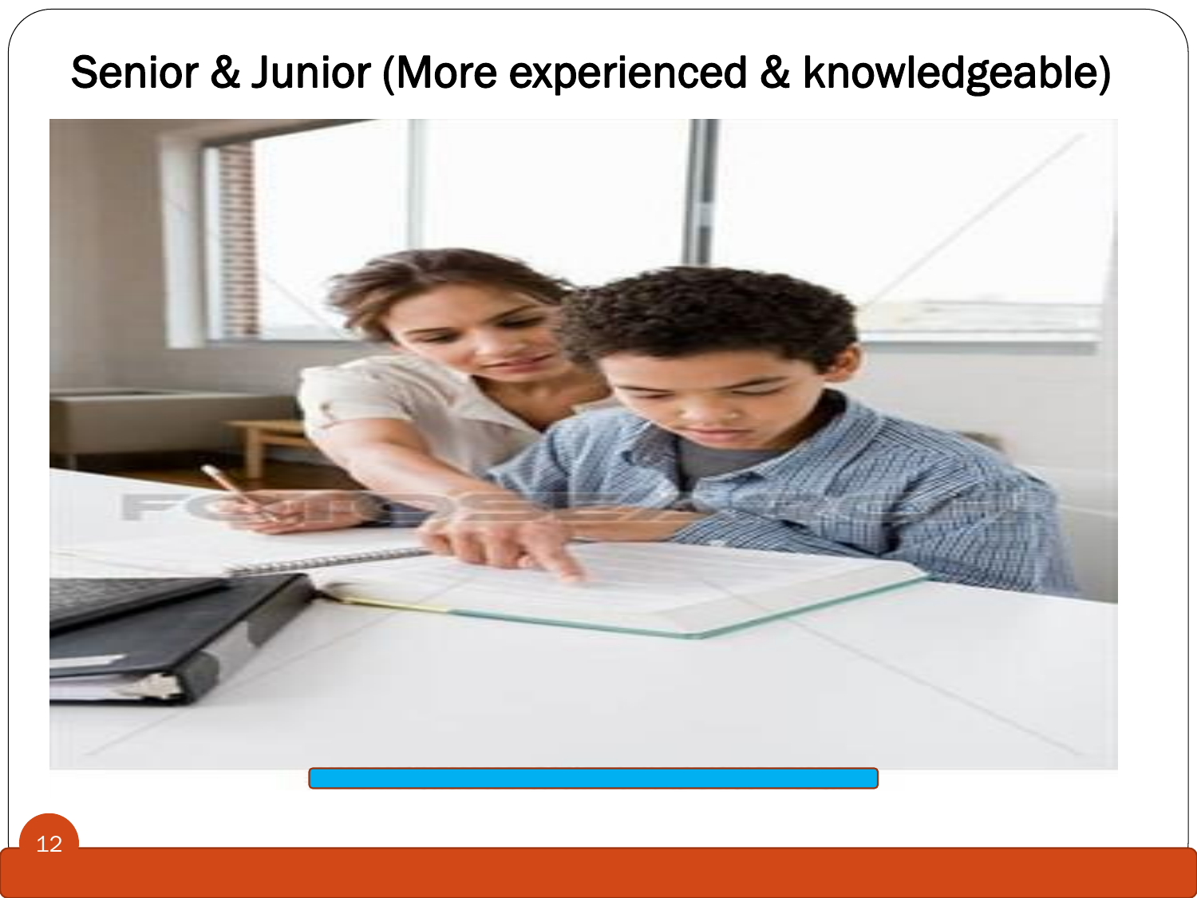# Senior & Junior (More experienced & knowledgeable)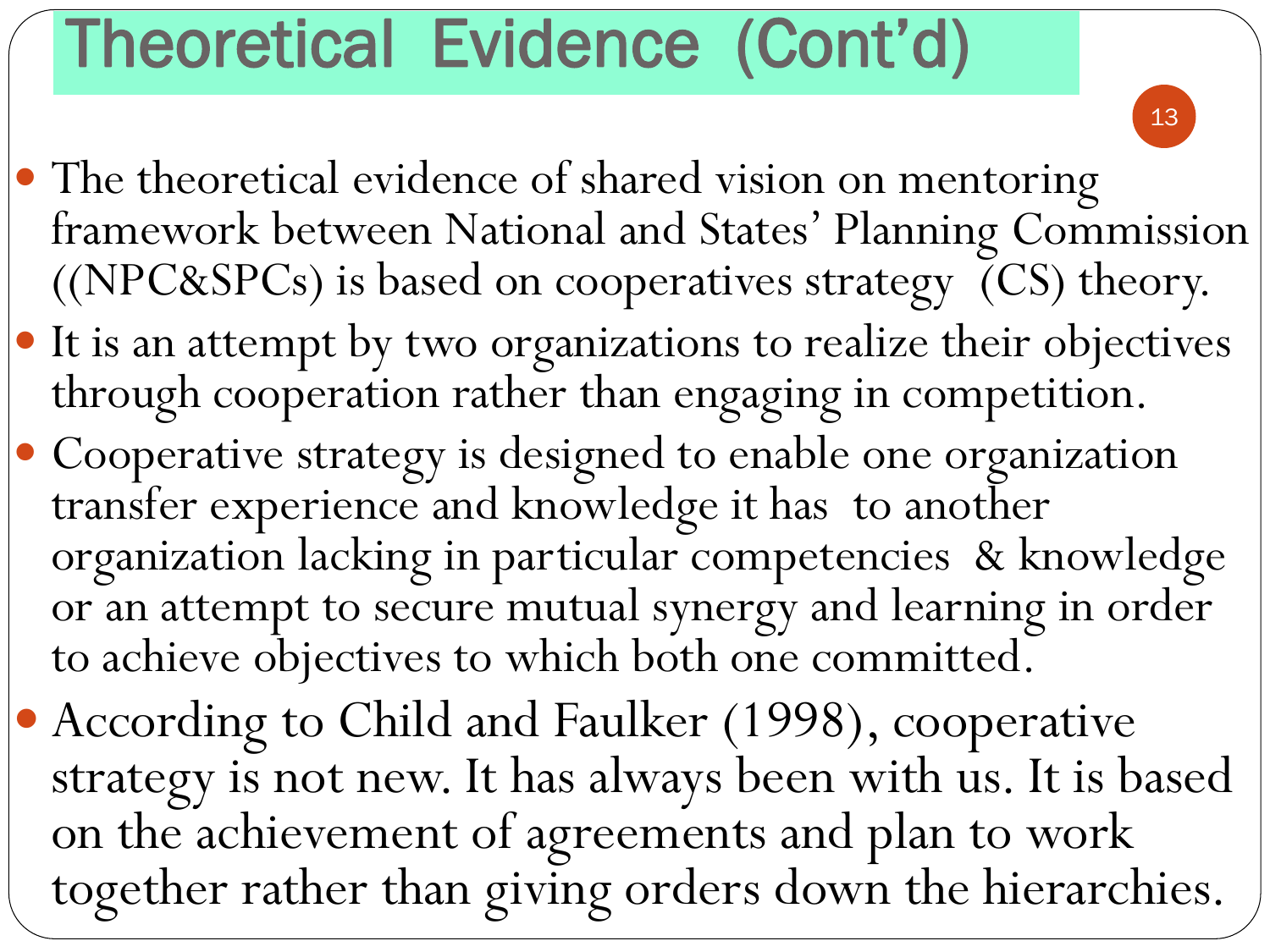# Theoretical Evidence (Cont'd)

- The theoretical evidence of shared vision on mentoring framework between National and States' Planning Commission ((NPC&SPCs) is based on cooperatives strategy (CS) theory.
- It is an attempt by two organizations to realize their objectives through cooperation rather than engaging in competition.
- Cooperative strategy is designed to enable one organization transfer experience and knowledge it has to another organization lacking in particular competencies & knowledge or an attempt to secure mutual synergy and learning in order to achieve objectives to which both one committed.
- According to Child and Faulker (1998), cooperative strategy is not new. It has always been with us. It is based on the achievement of agreements and plan to work together rather than giving orders down the hierarchies.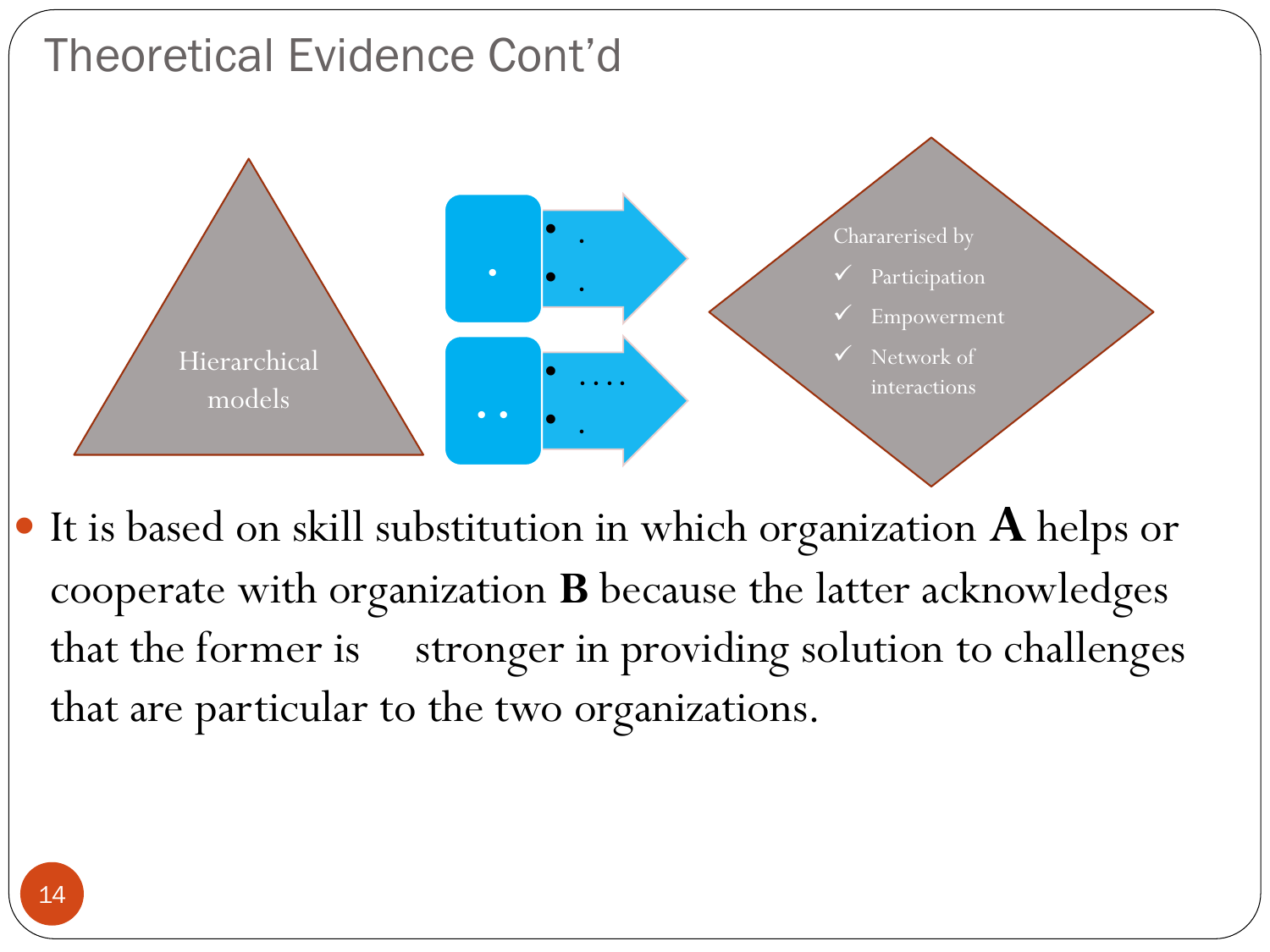# Theoretical Evidence Cont'd

Hierarchical models

Chararerised by

- ✓ Participation
- ✓ Empowerment
- ✓ Network of interactions

- It is based on skill substitution in which organization **A** helps or cooperate with organization **B** because the latter acknowledges that the former is stronger in providing solution to challenges that are particular to the two organizations.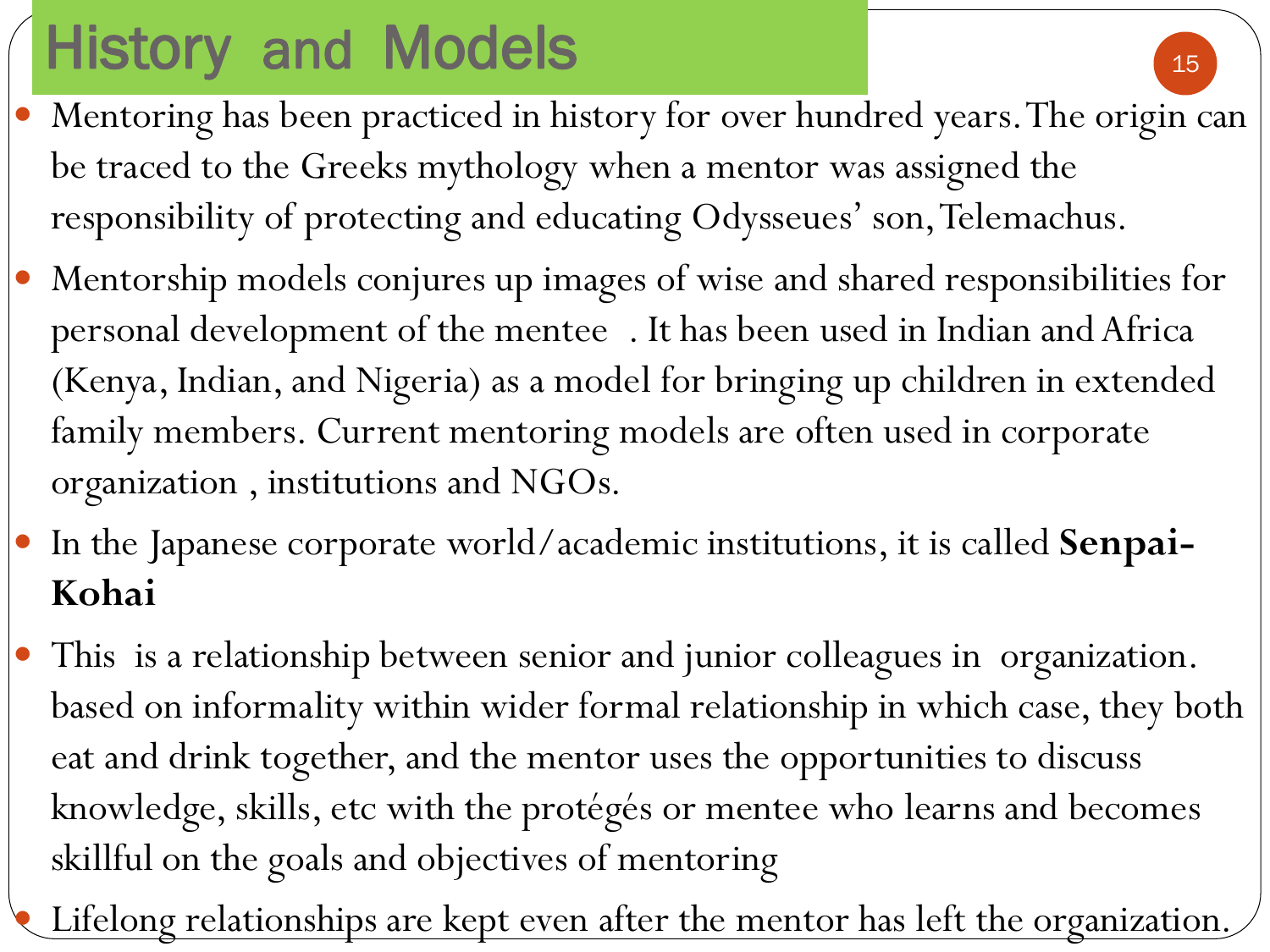# History and Models

- Mentoring has been practiced in history for over hundred years. The origin can be traced to the Greeks mythology when a mentor was assigned the responsibility of protecting and educating Odysseues' son, Telemachus.
- Mentorship models conjures up images of wise and shared responsibilities for personal development of the mentee . It has been used in Indian and Africa (Kenya, Indian, and Nigeria) as a model for bringing up children in extended family members. Current mentoring models are often used in corporate organization , institutions and NGOs.
- In the Japanese corporate world/academic institutions, it is called **Senpai-Kohai**
- This is a relationship between senior and junior colleagues in organization. based on informality within wider formal relationship in which case, they both eat and drink together, and the mentor uses the opportunities to discuss knowledge, skills, etc with the protégés or mentee who learns and becomes skillful on the goals and objectives of mentoring
- Lifelong relationships are kept even after the mentor has left the organization.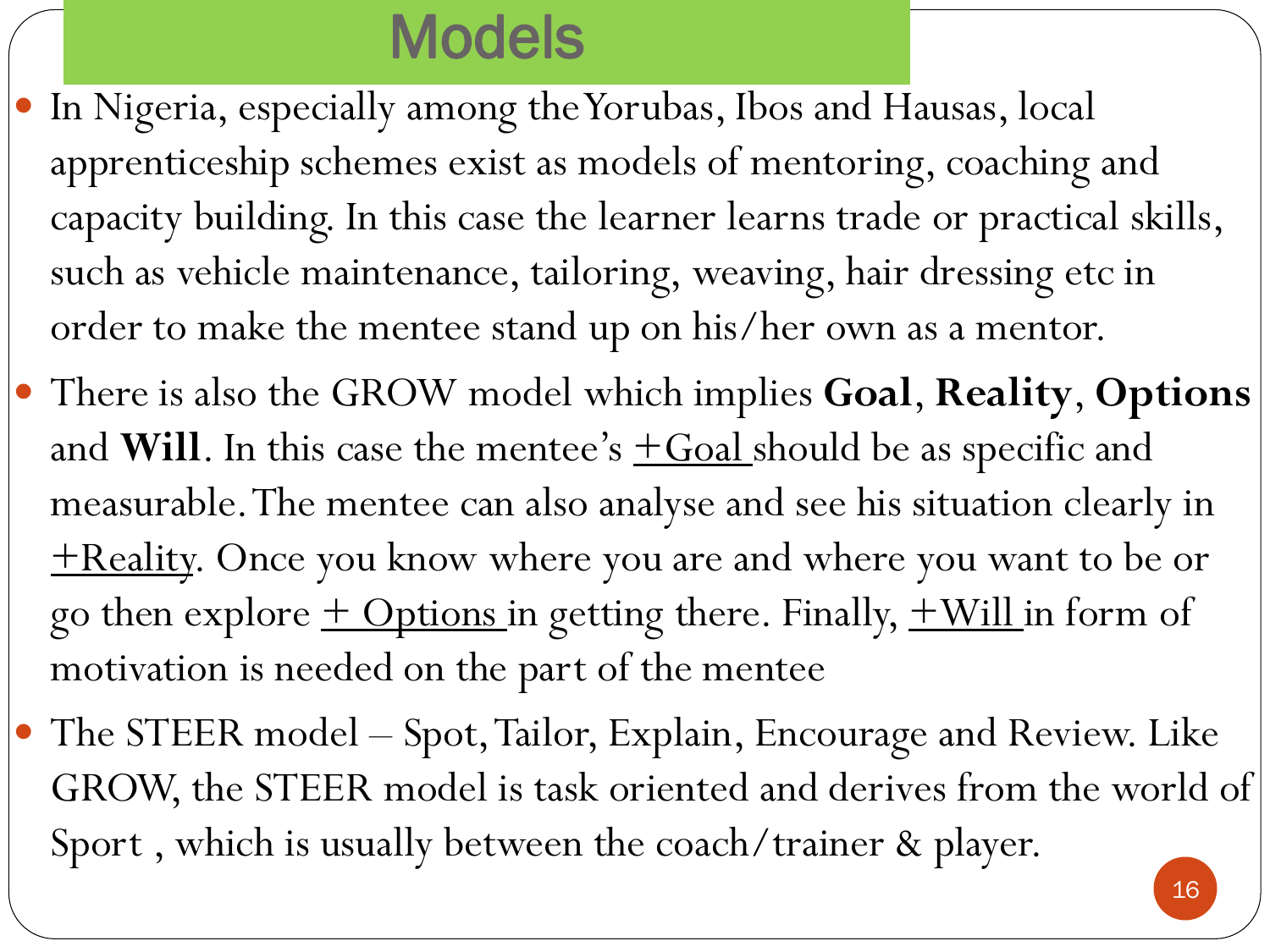# Models

- In Nigeria, especially among the Yorubas, Ibos and Hausas, local apprenticeship schemes exist as models of mentoring, coaching and capacity building. In this case the learner learns trade or practical skills, such as vehicle maintenance, tailoring, weaving, hair dressing etc in order to make the mentee stand up on his/her own as a mentor.
- There is also the GROW model which implies **Goal**, **Reality**, **Options** and **Will**. In this case the mentee's +Goal should be as specific and measurable. The mentee can also analyse and see his situation clearly in +Reality. Once you know where you are and where you want to be or go then explore + Options in getting there. Finally, +Will in form of motivation is needed on the part of the mentee
- The STEER model – Spot, Tailor, Explain, Encourage and Review. Like GROW, the STEER model is task oriented and derives from the world of Sport , which is usually between the coach/trainer & player.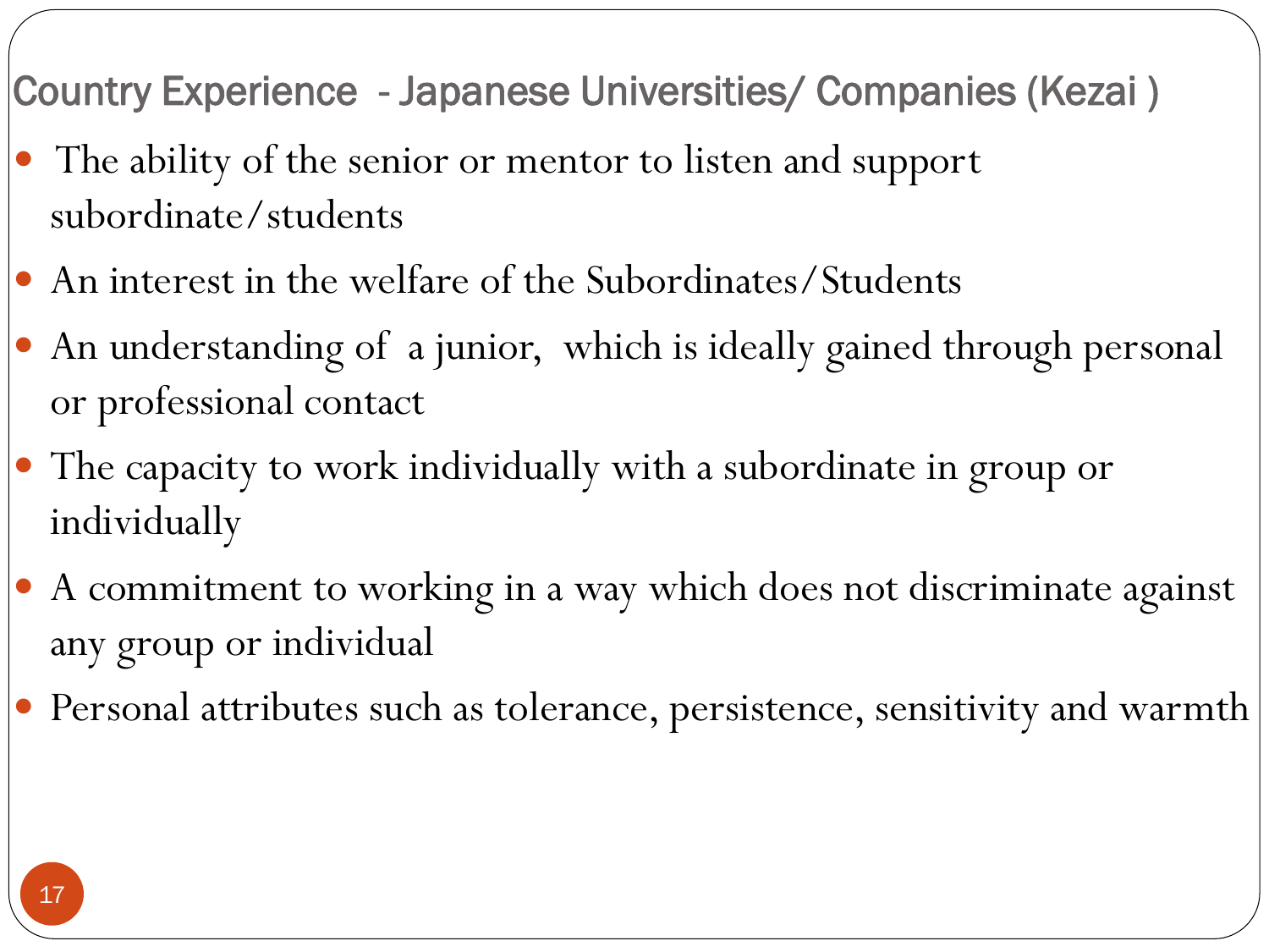## Country Experience - Japanese Universities/ Companies (Kezai )

- The ability of the senior or mentor to listen and support subordinate/students
- An interest in the welfare of the Subordinates/Students
- An understanding of a junior, which is ideally gained through personal or professional contact
- The capacity to work individually with a subordinate in group or individually
- A commitment to working in a way which does not discriminate against any group or individual
- Personal attributes such as tolerance, persistence, sensitivity and warmth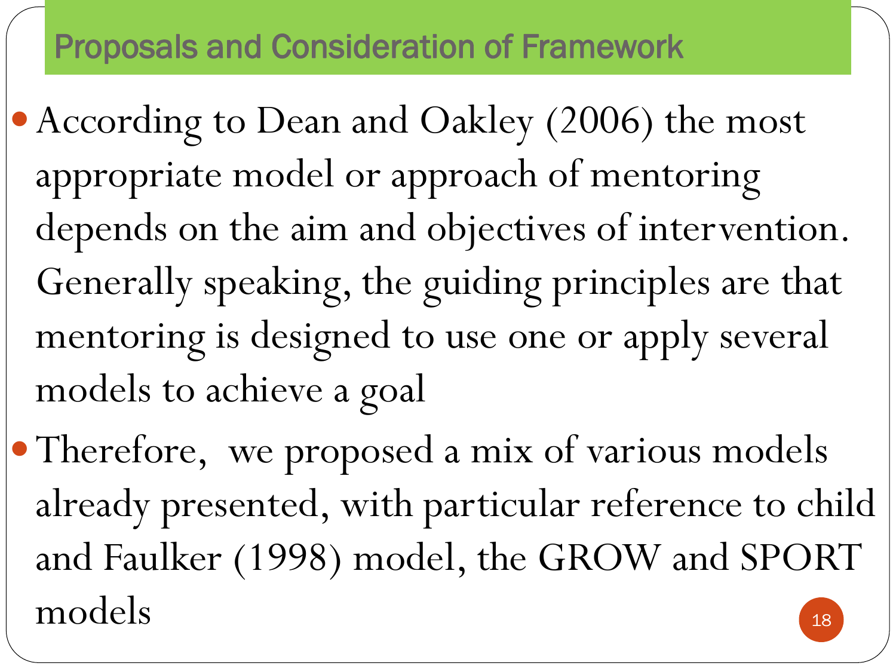# Proposals and Consideration of Framework

- According to Dean and Oakley (2006) the most appropriate model or approach of mentoring depends on the aim and objectives of intervention. Generally speaking, the guiding principles are that mentoring is designed to use one or apply several models to achieve a goal
- Therefore, we proposed a mix of various models already presented, with particular reference to child and Faulker (1998) model, the GROW and SPORT models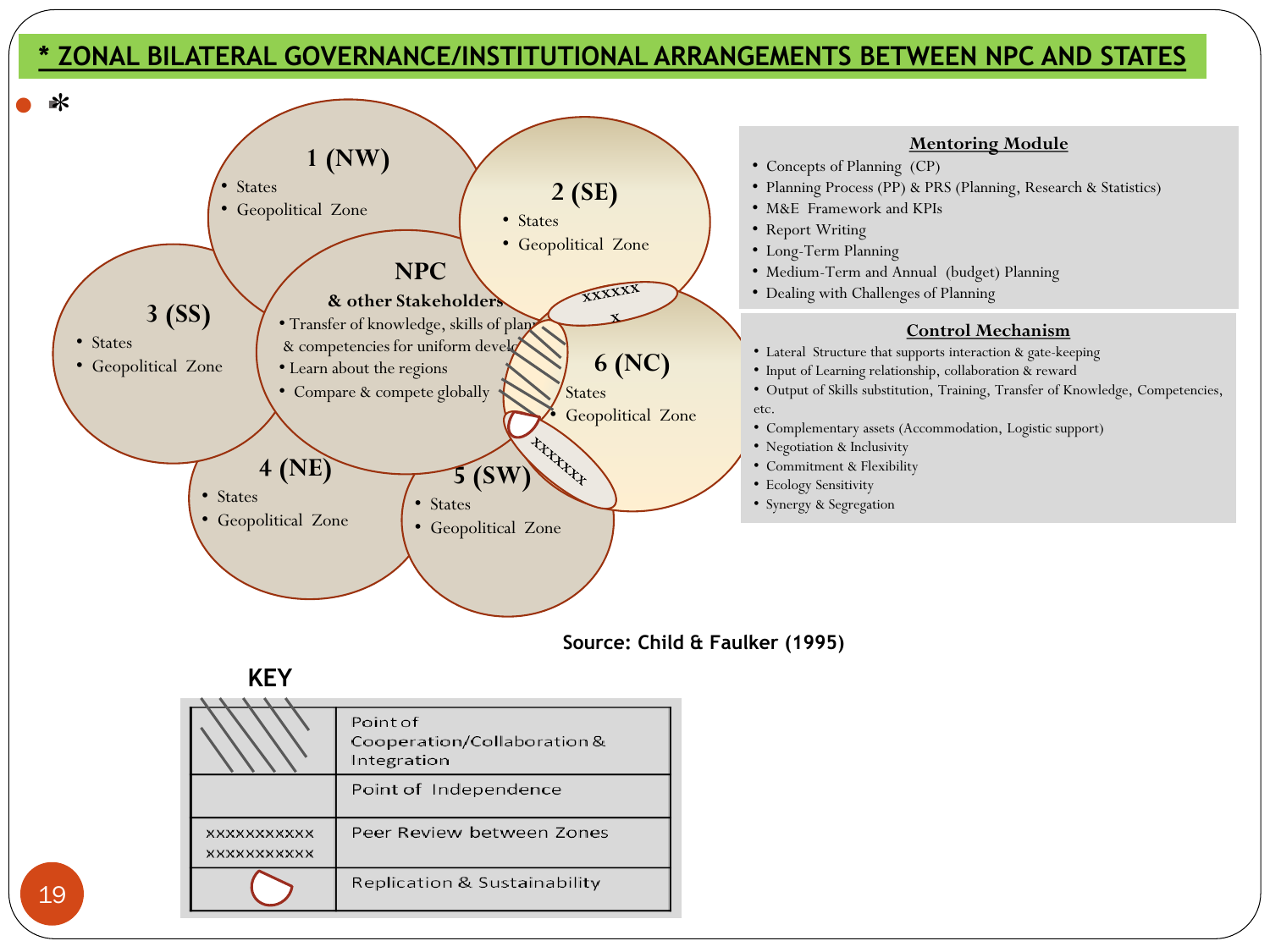## * ZONAL BILATERAL GOVERNANCE/INSTITUTIONAL ARRANGEMENTS BETWEEN NPC AND STATES

*

**1 (NW)**
- States
- Geopolitical Zone

**2 (SE)**
- States
- Geopolitical Zone

**3 (SS)**
- States
- Geopolitical Zone

**NPC**
**& other Stakeholders**
- Transfer of knowledge, skills of planning & competencies for uniform development
- Learn about the regions
- Compare & compete globally

**4 (NE)**
- States
- Geopolitical Zone

**5 (SW)**
- States
- Geopolitical Zone

**6 (NC)**
- States
- Geopolitical Zone

xxxxxxx

xxxxxxx

**Mentoring Module**
- Concepts of Planning (CP)
- Planning Process (PP) & PRS (Planning, Research & Statistics)
- M&E Framework and KPIs
- Report Writing
- Long-Term Planning
- Medium-Term and Annual (budget) Planning
- Dealing with Challenges of Planning

**Control Mechanism**
- Lateral Structure that supports interaction & gate-keeping
- Input of Learning relationship, collaboration & reward
- Output of Skills substitution, Training, Transfer of Knowledge, Competencies, etc.
- Complementary assets (Accommodation, Logistic support)
- Negotiation & Inclusivity
- Commitment & Flexibility
- Ecology Sensitivity
- Synergy & Segregation

**Source: Child & Faulker (1995)**

**KEY**

| | |
|---|---|
| (hatched lines) | Point of Cooperation/Collaboration & Integration |
| | Point of Independence |
| xxxxxxxxxxx xxxxxxxxxxx | Peer Review between Zones |
| (half-circle symbol) | Replication & Sustainability |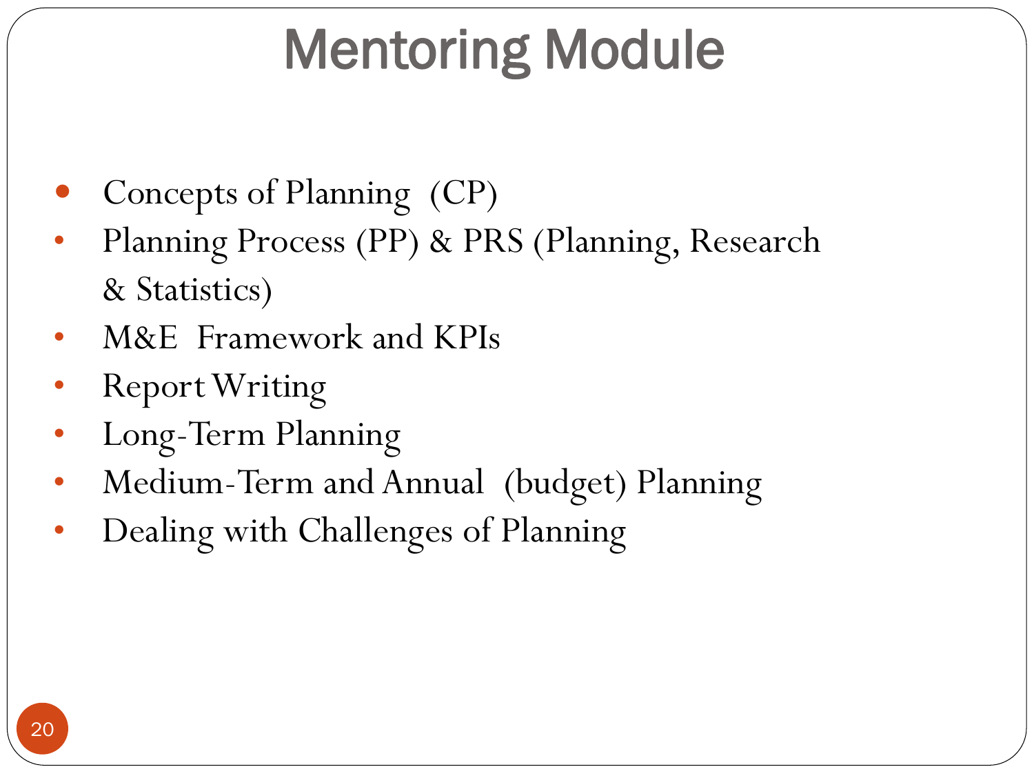# Mentoring Module

- Concepts of Planning (CP)
- Planning Process (PP) & PRS (Planning, Research & Statistics)
- M&E Framework and KPIs
- Report Writing
- Long-Term Planning
- Medium-Term and Annual (budget) Planning
- Dealing with Challenges of Planning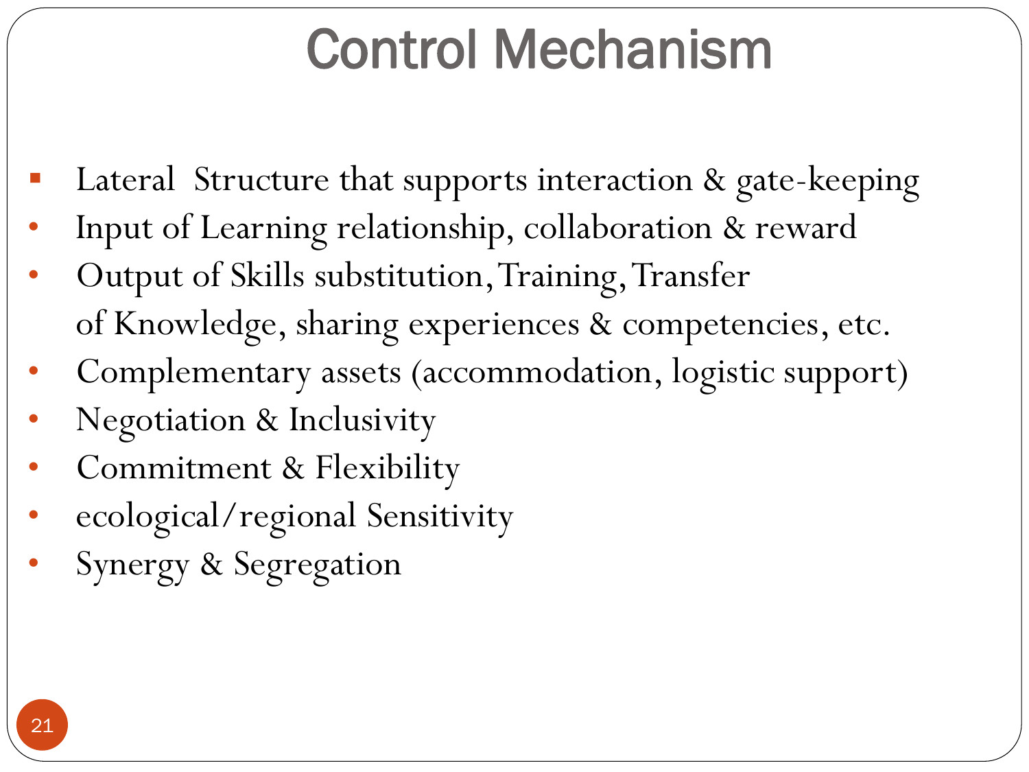# Control Mechanism

- Lateral Structure that supports interaction & gate-keeping
- Input of Learning relationship, collaboration & reward
- Output of Skills substitution, Training, Transfer of Knowledge, sharing experiences & competencies, etc.
- Complementary assets (accommodation, logistic support)
- Negotiation & Inclusivity
- Commitment & Flexibility
- ecological/regional Sensitivity
- Synergy & Segregation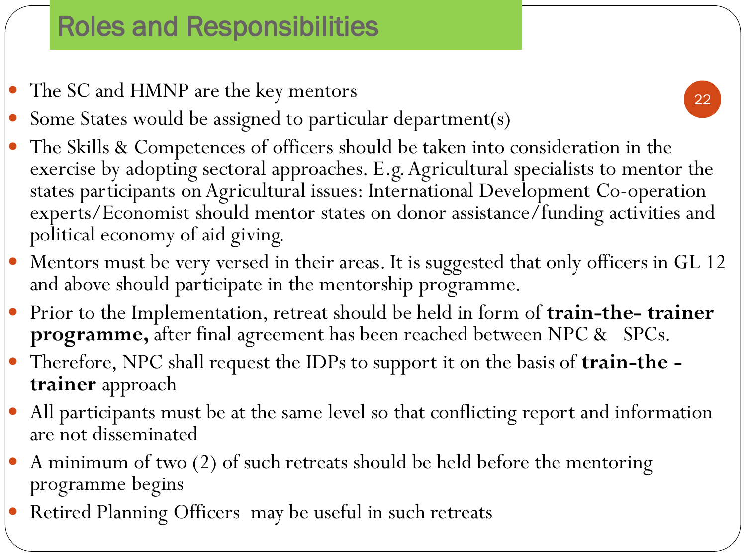## Roles and Responsibilities

- The SC and HMNP are the key mentors
- Some States would be assigned to particular department(s)
- The Skills & Competences of officers should be taken into consideration in the exercise by adopting sectoral approaches. E.g. Agricultural specialists to mentor the states participants on Agricultural issues: International Development Co-operation experts/Economist should mentor states on donor assistance/funding activities and political economy of aid giving.
- Mentors must be very versed in their areas. It is suggested that only officers in GL 12 and above should participate in the mentorship programme.
- Prior to the Implementation, retreat should be held in form of **train-the- trainer programme,** after final agreement has been reached between NPC & SPCs.
- Therefore, NPC shall request the IDPs to support it on the basis of **train-the -trainer** approach
- All participants must be at the same level so that conflicting report and information are not disseminated
- A minimum of two (2) of such retreats should be held before the mentoring programme begins
- Retired Planning Officers may be useful in such retreats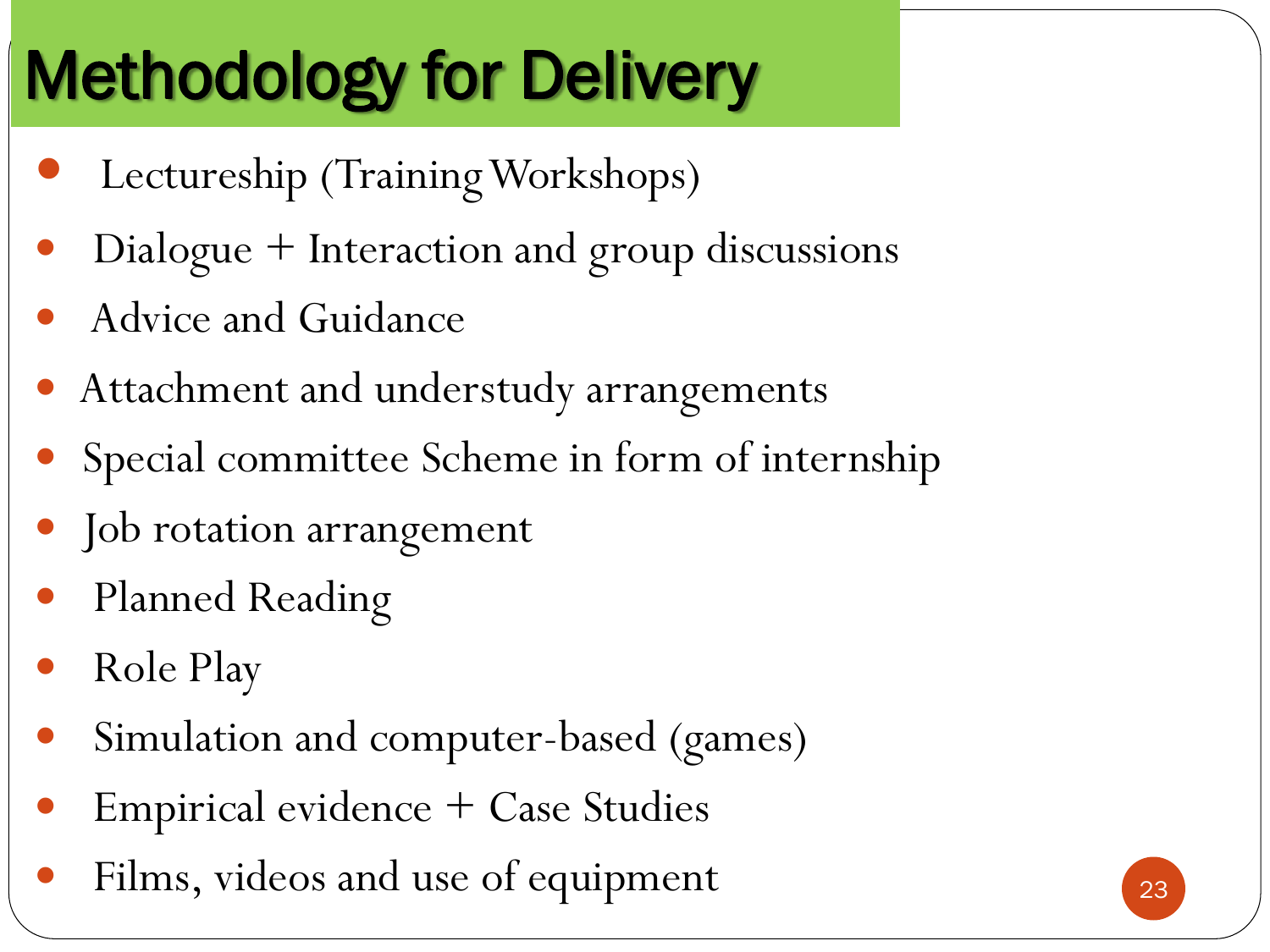# Methodology for Delivery

- Lectureship (Training Workshops)
- Dialogue + Interaction and group discussions
- Advice and Guidance
- Attachment and understudy arrangements
- Special committee Scheme in form of internship
- Job rotation arrangement
- Planned Reading
- Role Play
- Simulation and computer-based (games)
- Empirical evidence + Case Studies
- Films, videos and use of equipment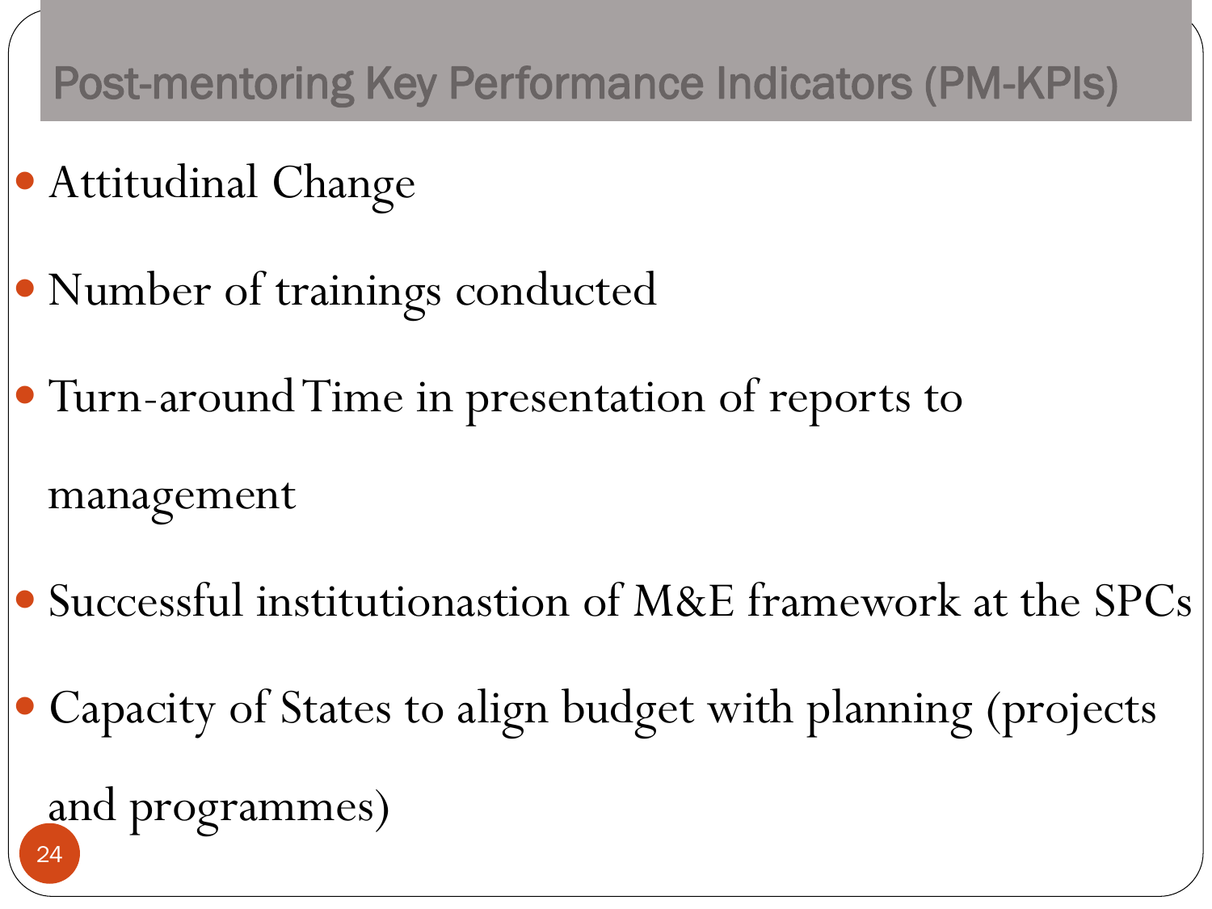# Post-mentoring Key Performance Indicators (PM-KPIs)

- Attitudinal Change
- Number of trainings conducted
- Turn-around Time in presentation of reports to management
- Successful institutionastion of M&E framework at the SPCs
- Capacity of States to align budget with planning (projects and programmes)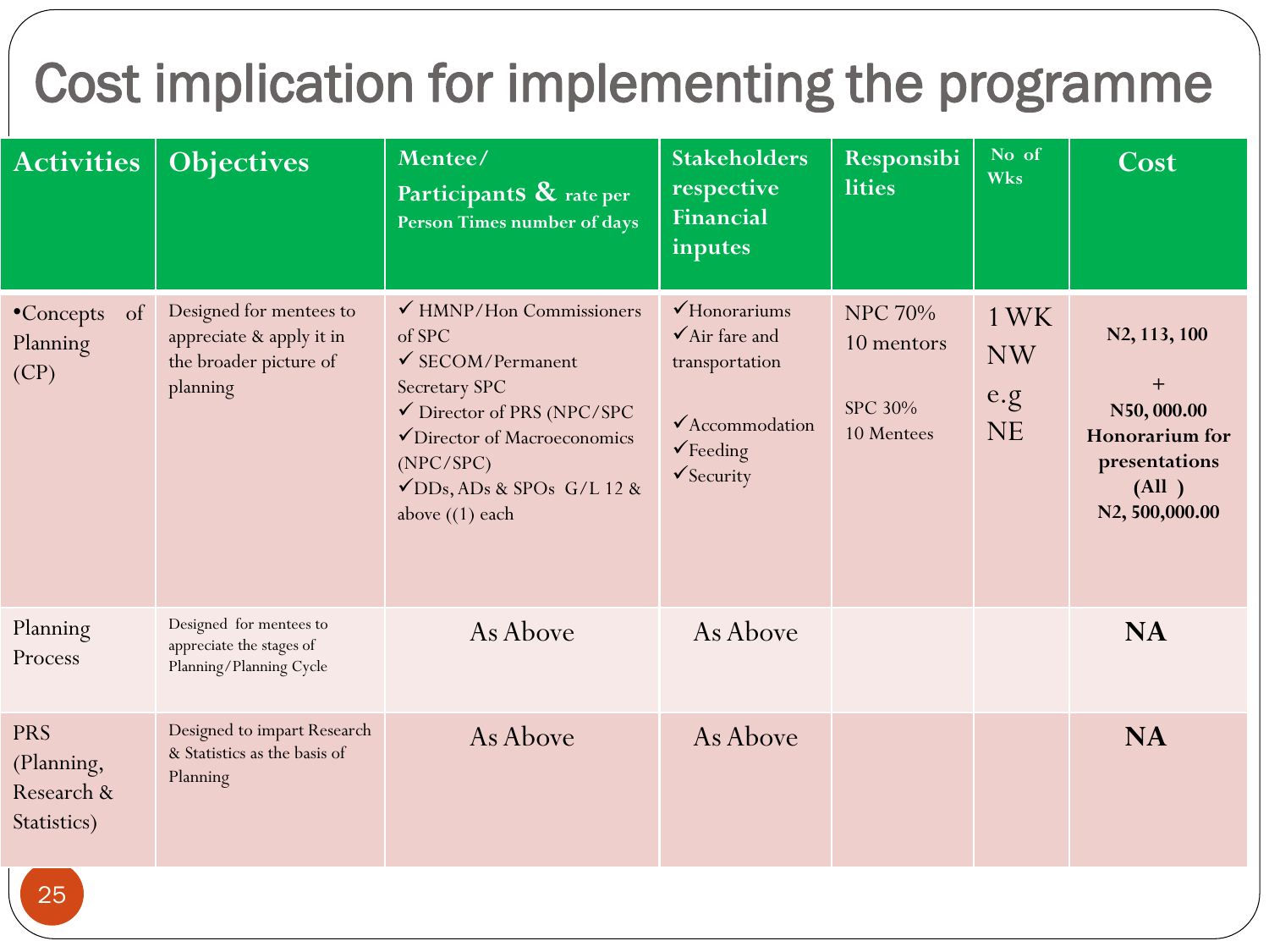# Cost implication for implementing the programme

| Activities | Objectives | Mentee/ Participants & rate per Person Times number of days | Stakeholders respective Financial inputes | Responsibilities | No of Wks | Cost |
|---|---|---|---|---|---|---|
| •Concepts of Planning (CP) | Designed for mentees to appreciate & apply it in the broader picture of planning | ✓ HMNP/Hon Commissioners of SPC<br>✓ SECOM/Permanent Secretary SPC<br>✓ Director of PRS (NPC/SPC<br>✓Director of Macroeconomics (NPC/SPC)<br>✓DDs, ADs & SPOs G/L 12 & above ((1) each | ✓Honorariums<br>✓Air fare and transportation<br>✓Accommodation<br>✓Feeding<br>✓Security | NPC 70%<br>10 mentors<br>SPC 30%<br>10 Mentees | 1 WK NW e.g NE | **N2, 113, 100**<br>**+**<br>**N50, 000.00 Honorarium for presentations (All )**<br>**N2, 500,000.00** |
| Planning Process | Designed for mentees to appreciate the stages of Planning/Planning Cycle | As Above | As Above | | | **NA** |
| PRS (Planning, Research & Statistics) | Designed to impart Research & Statistics as the basis of Planning | As Above | As Above | | | **NA** |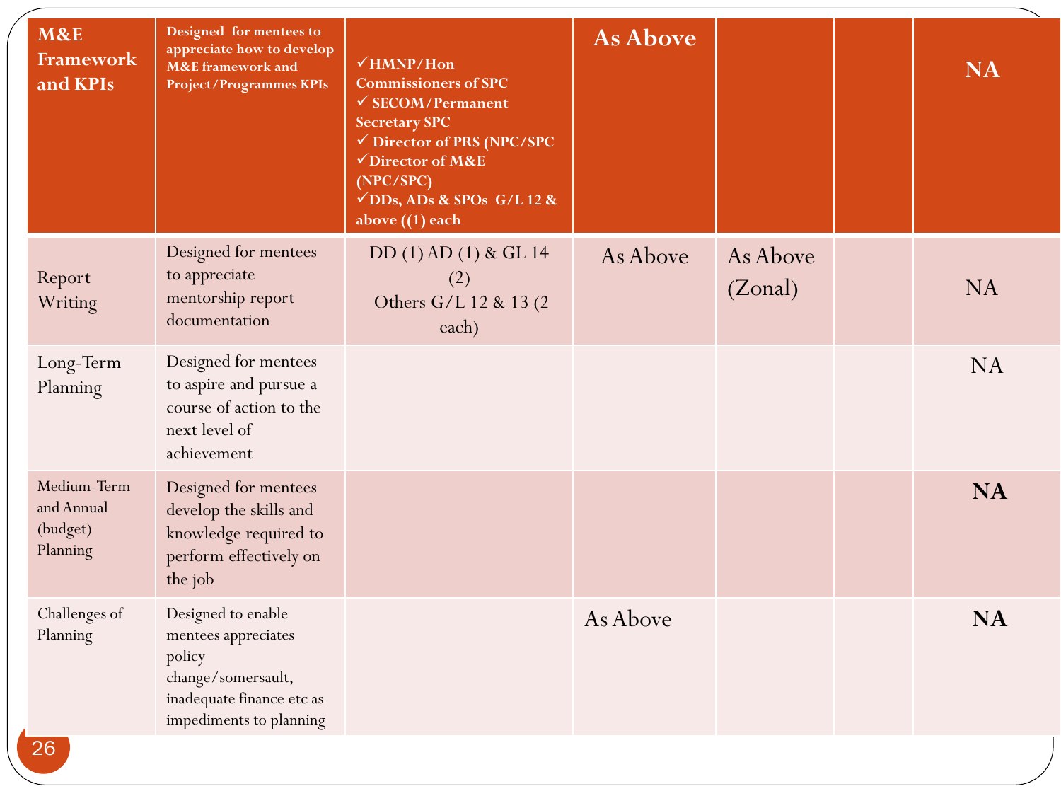| | | | | | | |
|---|---|---|---|---|---|---|
| **M&E Framework and KPIs** | **Designed for mentees to appreciate how to develop M&E framework and Project/Programmes KPIs** | **✓HMNP/Hon Commissioners of SPC<br>✓ SECOM/Permanent Secretary SPC<br>✓ Director of PRS (NPC/SPC<br>✓Director of M&E (NPC/SPC)<br>✓DDs, ADs & SPOs G/L 12 & above ((1) each** | **As Above** | | | **NA** |
| Report Writing | Designed for mentees to appreciate mentorship report documentation | DD (1) AD (1) & GL 14 (2)<br>Others G/L 12 & 13 (2 each) | As Above | As Above (Zonal) | | NA |
| Long-Term Planning | Designed for mentees to aspire and pursue a course of action to the next level of achievement | | | | | NA |
| Medium-Term and Annual (budget) Planning | Designed for mentees develop the skills and knowledge required to perform effectively on the job | | | | | **NA** |
| Challenges of Planning | Designed to enable mentees appreciates policy change/somersault, inadequate finance etc as impediments to planning | | As Above | | | **NA** |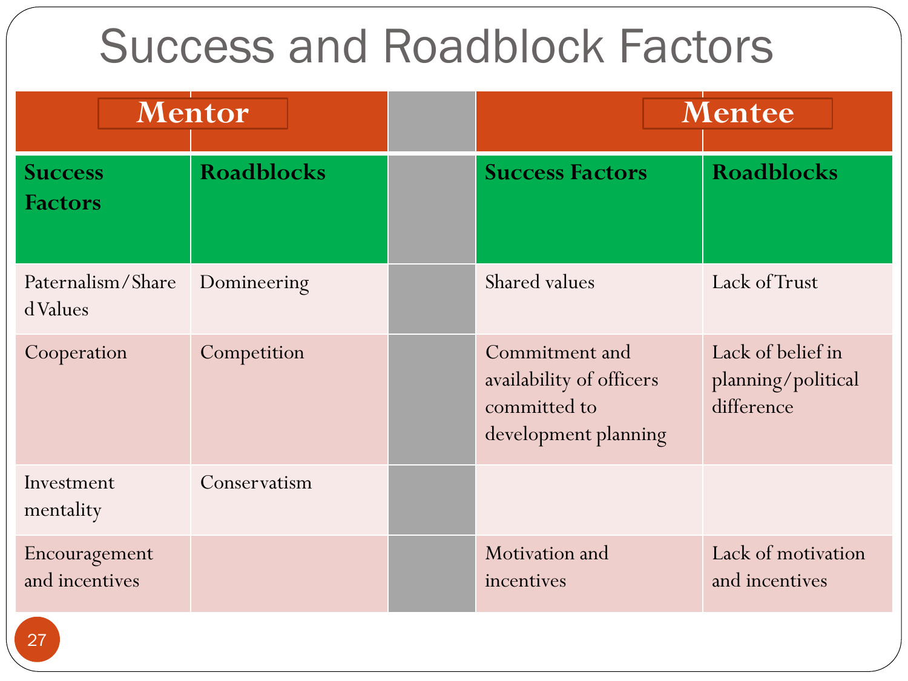# Success and Roadblock Factors

| Mentor | | | Mentee | |
|---|---|---|---|---|
| **Success Factors** | **Roadblocks** | | **Success Factors** | **Roadblocks** |
| Paternalism/Shared Values | Domineering | | Shared values | Lack of Trust |
| Cooperation | Competition | | Commitment and availability of officers committed to development planning | Lack of belief in planning/political difference |
| Investment mentality | Conservatism | | | |
| Encouragement and incentives | | | Motivation and incentives | Lack of motivation and incentives |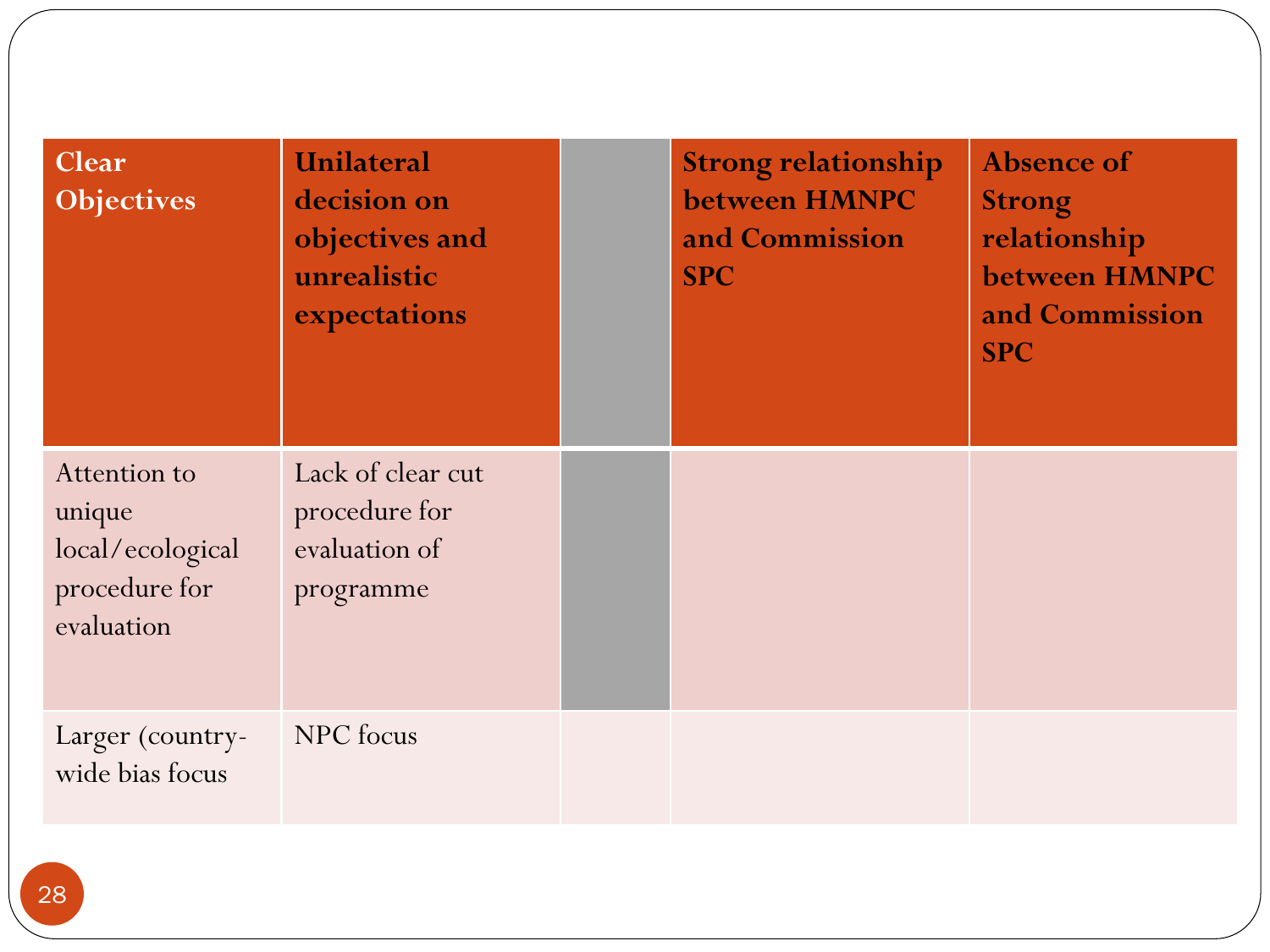| Clear Objectives | Unilateral decision on objectives and unrealistic expectations | | Strong relationship between HMNPC and Commission SPC | Absence of Strong relationship between HMNPC and Commission SPC |
|---|---|---|---|---|
| Attention to unique local/ecological procedure for evaluation | Lack of clear cut procedure for evaluation of programme | | | |
| Larger (country-wide bias focus | NPC focus | | | |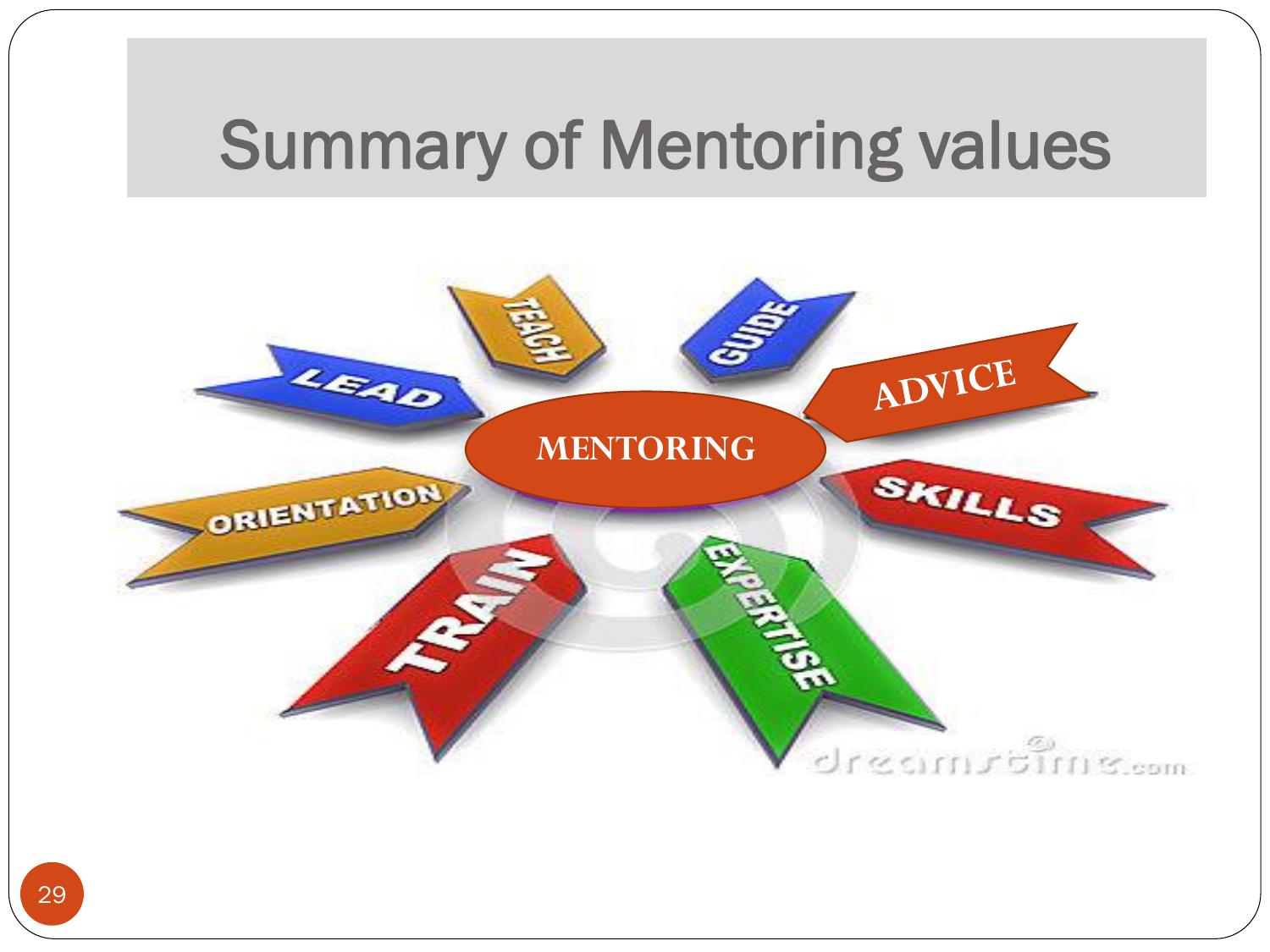# Summary of Mentoring values

MENTORING

TEACH

GUIDE

ADVICE

LEAD

ORIENTATION

SKILLS

TRAIN

EXPERTISE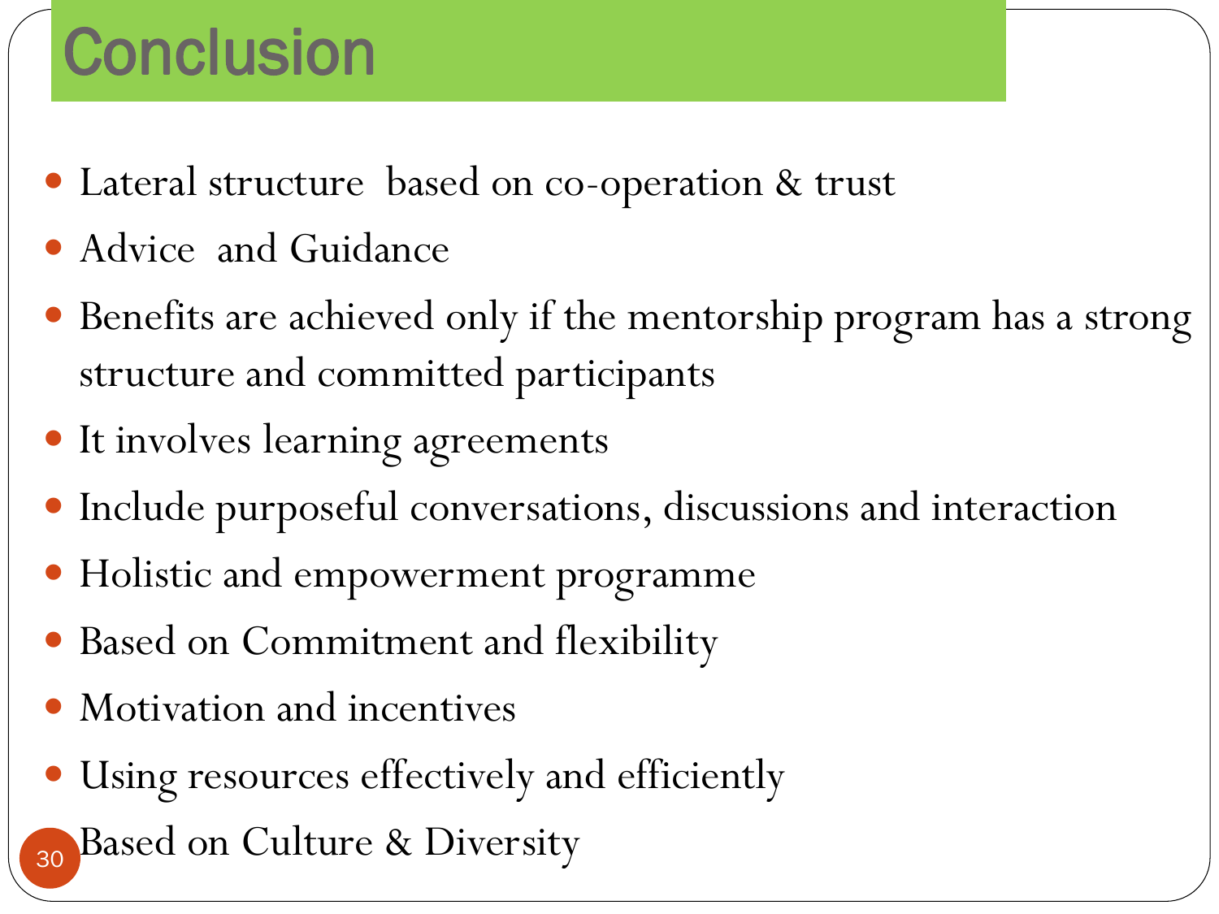# Conclusion

- Lateral structure based on co-operation & trust
- Advice and Guidance
- Benefits are achieved only if the mentorship program has a strong structure and committed participants
- It involves learning agreements
- Include purposeful conversations, discussions and interaction
- Holistic and empowerment programme
- Based on Commitment and flexibility
- Motivation and incentives
- Using resources effectively and efficiently
- Based on Culture & Diversity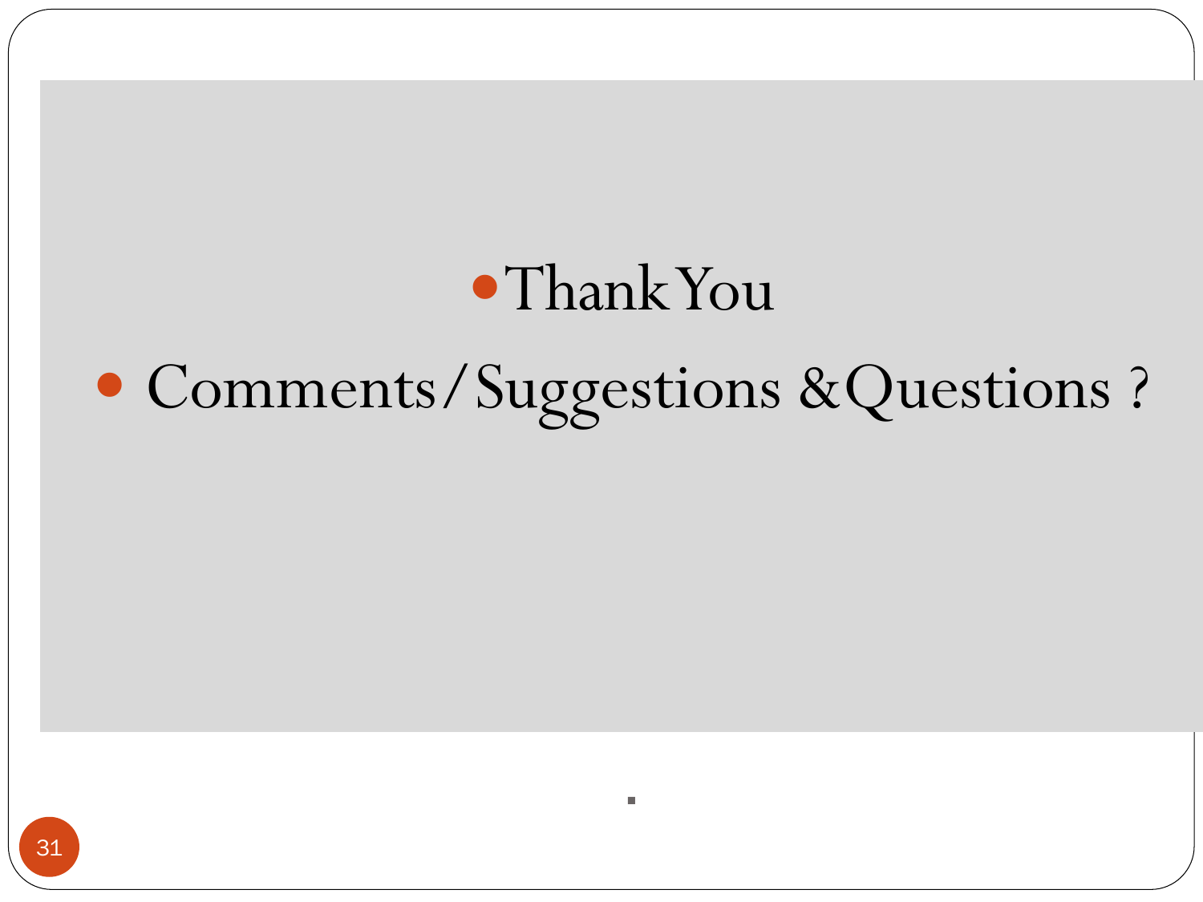- Thank You
- Comments/Suggestions &Questions ?